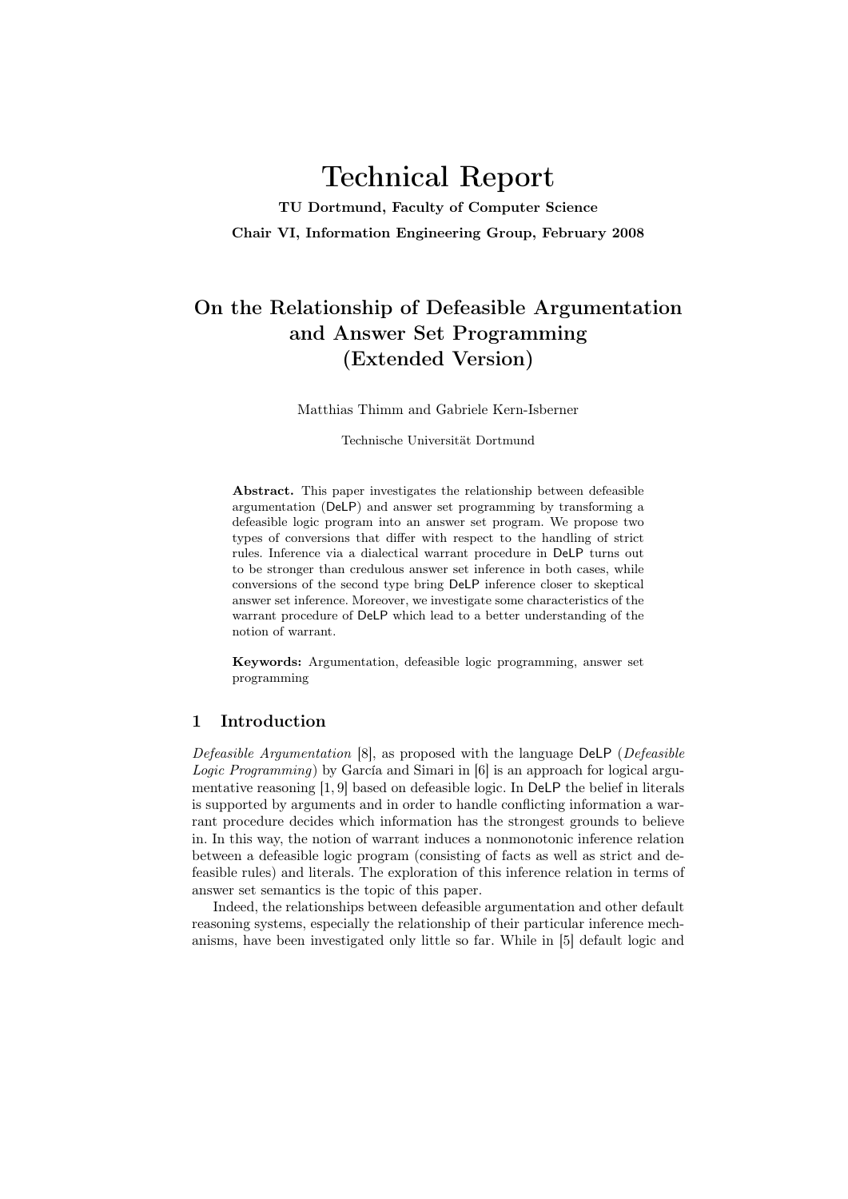# Technical Report

**TU Dortmund, Faculty of Computer Science**

**Chair VI, Information Engineering Group, February 2008**

## On the Relationship of Defeasible Argumentation and Answer Set Programming (Extended Version)

Matthias Thimm and Gabriele Kern-Isberner

Technische Universität Dortmund

**Abstract.** This paper investigates the relationship between defeasible argumentation (DeLP) and answer set programming by transforming a defeasible logic program into an answer set program. We propose two types of conversions that differ with respect to the handling of strict rules. Inference via a dialectical warrant procedure in DeLP turns out to be stronger than credulous answer set inference in both cases, while conversions of the second type bring DeLP inference closer to skeptical answer set inference. Moreover, we investigate some characteristics of the warrant procedure of DeLP which lead to a better understanding of the notion of warrant.

**Keywords:** Argumentation, defeasible logic programming, answer set programming

## 1 Introduction

*Defeasible Argumentation* [8], as proposed with the language DeLP (*Defeasible Logic Programming*) by García and Simari in [6] is an approach for logical argumentative reasoning [1, 9] based on defeasible logic. In DeLP the belief in literals is supported by arguments and in order to handle conflicting information a warrant procedure decides which information has the strongest grounds to believe in. In this way, the notion of warrant induces a nonmonotonic inference relation between a defeasible logic program (consisting of facts as well as strict and defeasible rules) and literals. The exploration of this inference relation in terms of answer set semantics is the topic of this paper.

Indeed, the relationships between defeasible argumentation and other default reasoning systems, especially the relationship of their particular inference mechanisms, have been investigated only little so far. While in [5] default logic and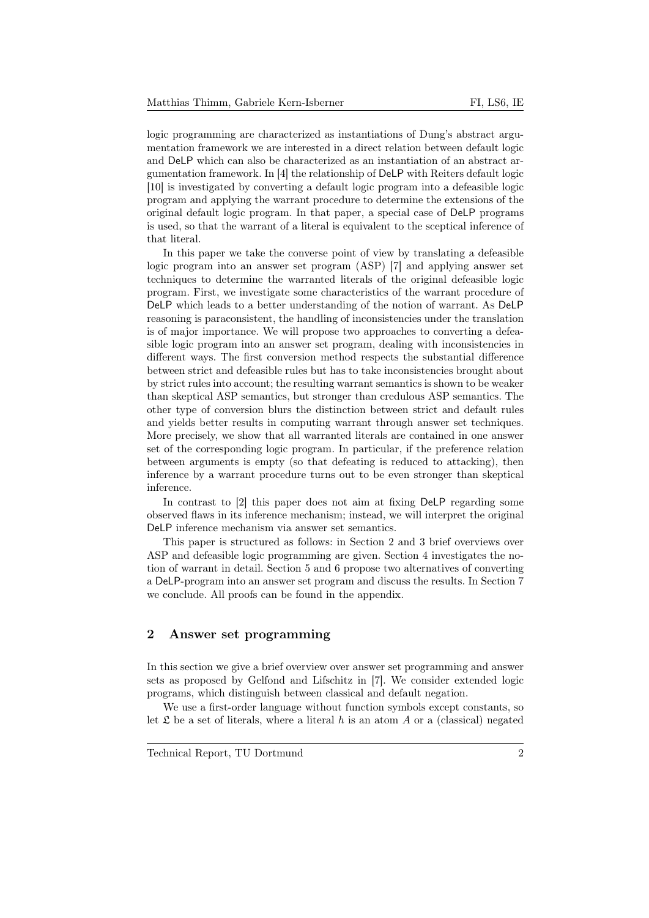logic programming are characterized as instantiations of Dung's abstract argumentation framework we are interested in a direct relation between default logic and DeLP which can also be characterized as an instantiation of an abstract argumentation framework. In [4] the relationship of DeLP with Reiters default logic [10] is investigated by converting a default logic program into a defeasible logic program and applying the warrant procedure to determine the extensions of the original default logic program. In that paper, a special case of DeLP programs is used, so that the warrant of a literal is equivalent to the sceptical inference of that literal.

In this paper we take the converse point of view by translating a defeasible logic program into an answer set program (ASP) [7] and applying answer set techniques to determine the warranted literals of the original defeasible logic program. First, we investigate some characteristics of the warrant procedure of DeLP which leads to a better understanding of the notion of warrant. As DeLP reasoning is paraconsistent, the handling of inconsistencies under the translation is of major importance. We will propose two approaches to converting a defeasible logic program into an answer set program, dealing with inconsistencies in different ways. The first conversion method respects the substantial difference between strict and defeasible rules but has to take inconsistencies brought about by strict rules into account; the resulting warrant semantics is shown to be weaker than skeptical ASP semantics, but stronger than credulous ASP semantics. The other type of conversion blurs the distinction between strict and default rules and yields better results in computing warrant through answer set techniques. More precisely, we show that all warranted literals are contained in one answer set of the corresponding logic program. In particular, if the preference relation between arguments is empty (so that defeating is reduced to attacking), then inference by a warrant procedure turns out to be even stronger than skeptical inference.

In contrast to [2] this paper does not aim at fixing DeLP regarding some observed flaws in its inference mechanism; instead, we will interpret the original DeLP inference mechanism via answer set semantics.

This paper is structured as follows: in Section 2 and 3 brief overviews over ASP and defeasible logic programming are given. Section 4 investigates the notion of warrant in detail. Section 5 and 6 propose two alternatives of converting a DeLP-program into an answer set program and discuss the results. In Section 7 we conclude. All proofs can be found in the appendix.

## 2 Answer set programming

In this section we give a brief overview over answer set programming and answer sets as proposed by Gelfond and Lifschitz in [7]. We consider extended logic programs, which distinguish between classical and default negation.

We use a first-order language without function symbols except constants, so let $\mathfrak{L}$ be a set of literals, where a literal $h$ is an atom $A$ or a (classical) negated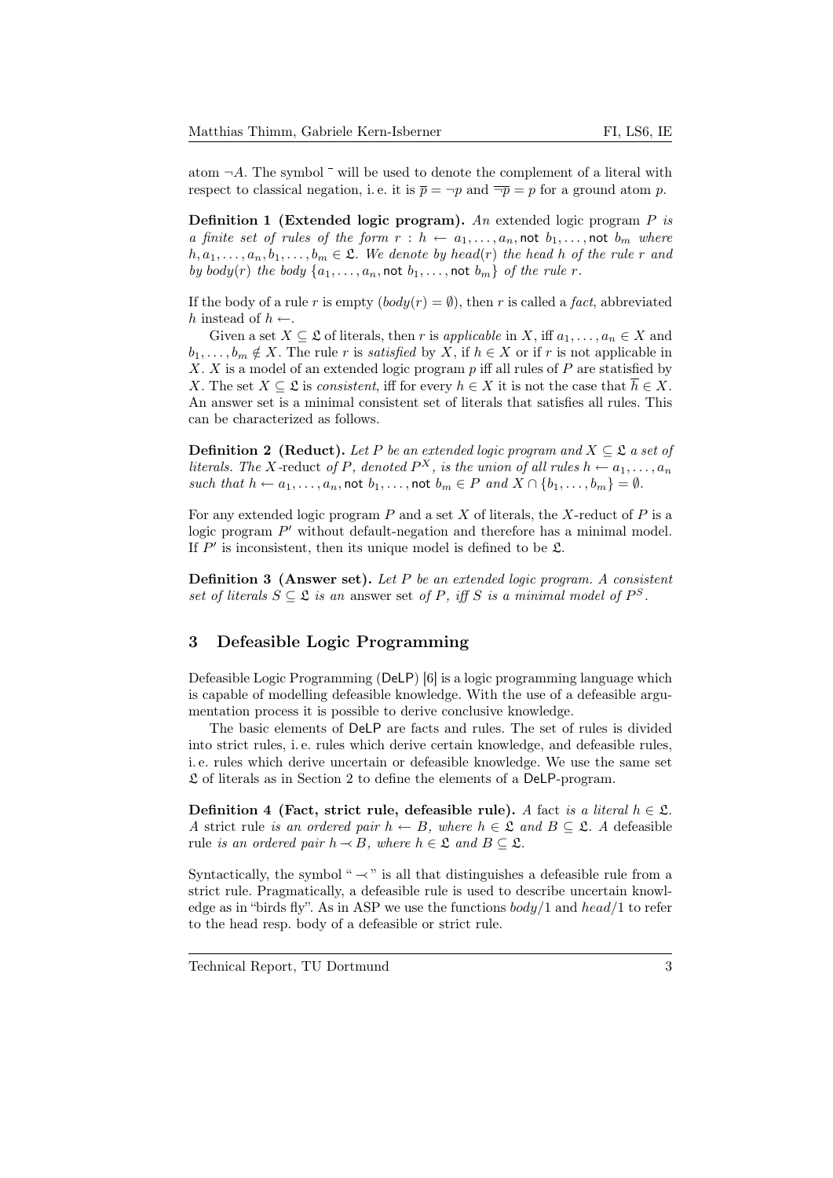atom $\neg A$. The symbol $\bar{}$ will be used to denote the complement of a literal with respect to classical negation, i. e. it is $\overline{p} = \neg p$ and $\overline{\neg p} = p$ for a ground atom $p$.

**Definition 1 (Extended logic program).** *An* extended logic program $P$ *is a finite set of rules of the form* $r : h \leftarrow a_1, \ldots, a_n, \mathsf{not}\ b_1, \ldots, \mathsf{not}\ b_m$ *where* $h, a_1, \ldots, a_n, b_1, \ldots, b_m \in \mathfrak{L}$. *We denote by* $head(r)$ *the head* $h$ *of the rule* $r$ *and by* $body(r)$ *the body* $\{a_1, \ldots, a_n, \mathsf{not}\ b_1, \ldots, \mathsf{not}\ b_m\}$ *of the rule* $r$.

If the body of a rule $r$ is empty ($body(r) = \emptyset$), then $r$ is called a *fact*, abbreviated $h$ instead of $h \leftarrow$.

Given a set $X \subseteq \mathfrak{L}$ of literals, then $r$ is *applicable* in $X$, iff $a_1, \ldots, a_n \in X$ and $b_1, \ldots, b_m \notin X$. The rule $r$ is *satisfied* by $X$, if $h \in X$ or if $r$ is not applicable in $X$. $X$ is a model of an extended logic program $p$ iff all rules of $P$ are statisfied by $X$. The set $X \subseteq \mathfrak{L}$ is *consistent*, iff for every $h \in X$ it is not the case that $\overline{h} \in X$. An answer set is a minimal consistent set of literals that satisfies all rules. This can be characterized as follows.

**Definition 2 (Reduct).** *Let* $P$ *be an extended logic program and* $X \subseteq \mathfrak{L}$ *a set of literals. The* $X$-reduct *of* $P$, *denoted* $P^X$, *is the union of all rules* $h \leftarrow a_1, \ldots, a_n$ *such that* $h \leftarrow a_1, \ldots, a_n, \mathsf{not}\ b_1, \ldots, \mathsf{not}\ b_m \in P$ *and* $X \cap \{b_1, \ldots, b_m\} = \emptyset$.

For any extended logic program $P$ and a set $X$ of literals, the $X$-reduct of $P$ is a logic program $P'$ without default-negation and therefore has a minimal model. If $P'$ is inconsistent, then its unique model is defined to be $\mathfrak{L}$.

**Definition 3 (Answer set).** *Let* $P$ *be an extended logic program. A consistent set of literals* $S \subseteq \mathfrak{L}$ *is an* answer set *of* $P$, *iff* $S$ *is a minimal model of* $P^S$.

## 3 Defeasible Logic Programming

Defeasible Logic Programming (DeLP) [6] is a logic programming language which is capable of modelling defeasible knowledge. With the use of a defeasible argumentation process it is possible to derive conclusive knowledge.

The basic elements of DeLP are facts and rules. The set of rules is divided into strict rules, i. e. rules which derive certain knowledge, and defeasible rules, i. e. rules which derive uncertain or defeasible knowledge. We use the same set $\mathfrak{L}$ of literals as in Section 2 to define the elements of a DeLP-program.

**Definition 4 (Fact, strict rule, defeasible rule).** *A* fact *is a literal* $h \in \mathfrak{L}$. *A* strict rule *is an ordered pair* $h \leftarrow B$, *where* $h \in \mathfrak{L}$ *and* $B \subseteq \mathfrak{L}$. *A* defeasible rule *is an ordered pair* $h \prec B$, *where* $h \in \mathfrak{L}$ *and* $B \subseteq \mathfrak{L}$.

Syntactically, the symbol "$\prec$" is all that distinguishes a defeasible rule from a strict rule. Pragmatically, a defeasible rule is used to describe uncertain knowledge as in "birds fly". As in ASP we use the functions $body/1$ and $head/1$ to refer to the head resp. body of a defeasible or strict rule.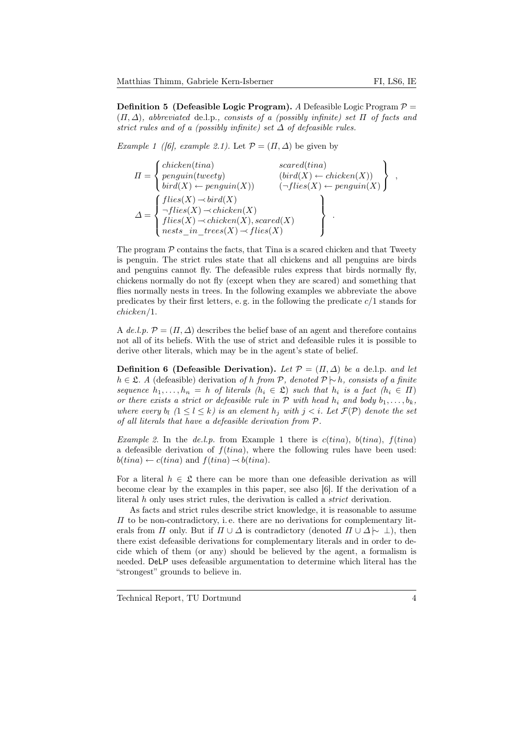**Definition 5 (Defeasible Logic Program).** *A* Defeasible Logic Program $\mathcal{P} = (\Pi, \Delta)$*, abbreviated* de.l.p.*, consists of a (possibly infinite) set* $\Pi$ *of facts and strict rules and of a (possibly infinite) set* $\Delta$ *of defeasible rules.*

*Example 1 ([6], example 2.1).* Let $\mathcal{P} = (\Pi, \Delta)$ be given by

$$\Pi = \left\{ \begin{array}{ll} chicken(tina) & scared(tina) \\ penguin(tweety) & (bird(X) \leftarrow chicken(X)) \\ bird(X) \leftarrow penguin(X)) & (\neg flies(X) \leftarrow penguin(X) \end{array} \right\} ,$$

$$\Delta = \left\{ \begin{array}{l} flies(X) \prec bird(X) \\ \neg flies(X) \prec chicken(X) \\ flies(X) \prec chicken(X), scared(X) \\ nests\_in\_trees(X) \prec flies(X) \end{array} \right\} .$$

The program $\mathcal{P}$ contains the facts, that Tina is a scared chicken and that Tweety is penguin. The strict rules state that all chickens and all penguins are birds and penguins cannot fly. The defeasible rules express that birds normally fly, chickens normally do not fly (except when they are scared) and something that flies normally nests in trees. In the following examples we abbreviate the above predicates by their first letters, e. g. in the following the predicate $c/1$ stands for $chicken/1$.

A *de.l.p.* $\mathcal{P} = (\Pi, \Delta)$ describes the belief base of an agent and therefore contains not all of its beliefs. With the use of strict and defeasible rules it is possible to derive other literals, which may be in the agent's state of belief.

**Definition 6 (Defeasible Derivation).** *Let* $\mathcal{P} = (\Pi, \Delta)$ *be a* de.l.p. *and let* $h \in \mathfrak{L}$*. A* (defeasible) derivation *of* $h$ *from* $\mathcal{P}$*, denoted* $\mathcal{P} \mid\!\sim h$*, consists of a finite sequence* $h_1, \ldots, h_n = h$ *of literals* ($h_i \in \mathfrak{L}$) *such that* $h_i$ *is a fact* ($h_i \in \Pi$) *or there exists a strict or defeasible rule in* $\mathcal{P}$ *with head* $h_i$ *and body* $b_1, \ldots, b_k$*, where every* $b_l$ ($1 \leq l \leq k$) *is an element* $h_j$ *with* $j < i$*. Let* $\mathcal{F}(\mathcal{P})$ *denote the set of all literals that have a defeasible derivation from* $\mathcal{P}$*.*

*Example 2.* In the *de.l.p.* from Example 1 there is $c(tina)$, $b(tina)$, $f(tina)$ a defeasible derivation of $f(tina)$, where the following rules have been used: $b(tina) \leftarrow c(tina)$ and $f(tina) \prec b(tina)$.

For a literal $h \in \mathfrak{L}$ there can be more than one defeasible derivation as will become clear by the examples in this paper, see also [6]. If the derivation of a literal $h$ only uses strict rules, the derivation is called a *strict* derivation.

As facts and strict rules describe strict knowledge, it is reasonable to assume $\Pi$ to be non-contradictory, i. e. there are no derivations for complementary literals from $\Pi$ only. But if $\Pi \cup \Delta$ is contradictory (denoted $\Pi \cup \Delta \mid\!\sim \bot$), then there exist defeasible derivations for complementary literals and in order to decide which of them (or any) should be believed by the agent, a formalism is needed. DeLP uses defeasible argumentation to determine which literal has the "strongest" grounds to believe in.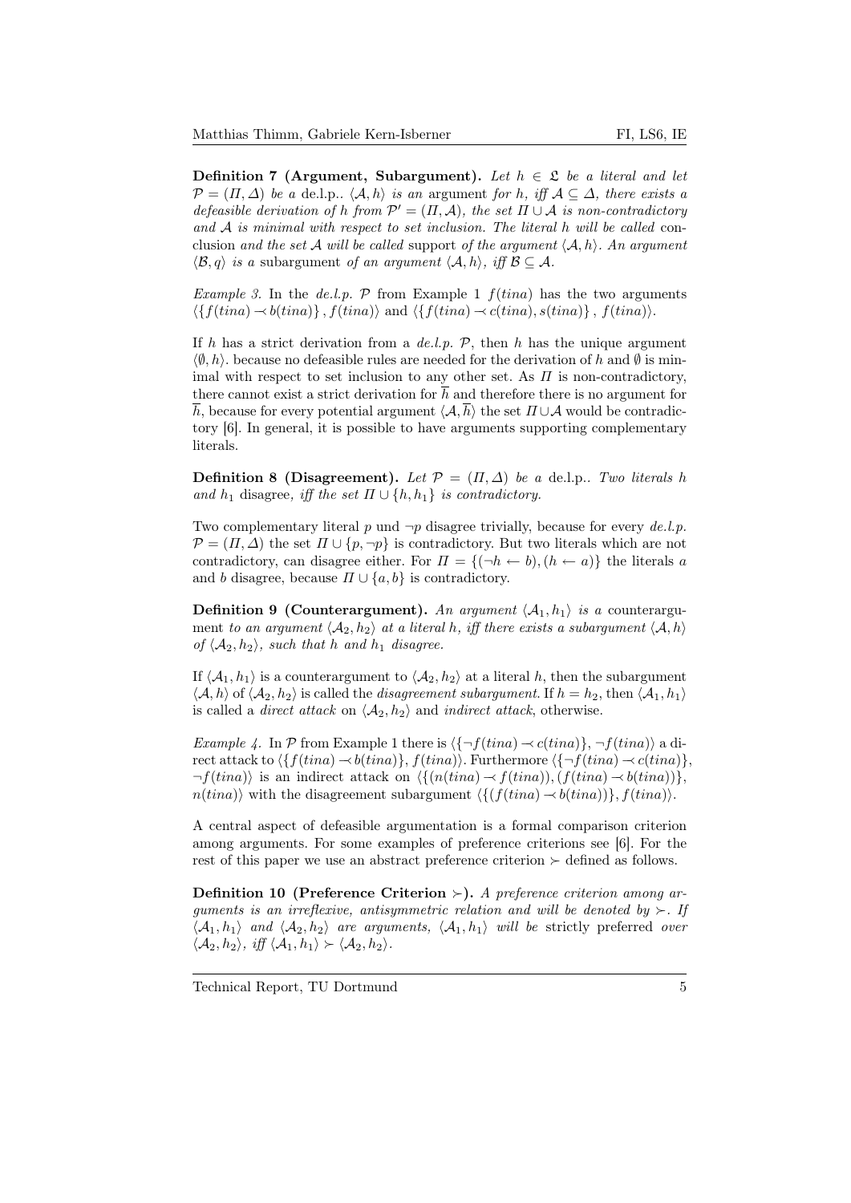**Definition 7 (Argument, Subargument).** *Let $h \in \mathfrak{L}$ be a literal and let $\mathcal{P} = (\Pi, \Delta)$ be a* de.l.p.. *$\langle \mathcal{A}, h\rangle$ is an* argument *for $h$, iff $\mathcal{A} \subseteq \Delta$, there exists a defeasible derivation of $h$ from $\mathcal{P}' = (\Pi, \mathcal{A})$, the set $\Pi \cup \mathcal{A}$ is non-contradictory and $\mathcal{A}$ is minimal with respect to set inclusion. The literal $h$ will be called* conclusion *and the set $\mathcal{A}$ will be called* support *of the argument $\langle \mathcal{A}, h\rangle$. An argument $\langle \mathcal{B}, q\rangle$ is a* subargument *of an argument $\langle \mathcal{A}, h\rangle$, iff $\mathcal{B} \subseteq \mathcal{A}$.*

*Example 3.* In the *de.l.p.* $\mathcal{P}$ from Example 1 $f(tina)$ has the two arguments $\langle \{f(tina) \prec b(tina)\}, f(tina)\rangle$ and $\langle \{f(tina) \prec c(tina), s(tina)\}, f(tina)\rangle$.

If $h$ has a strict derivation from a *de.l.p.* $\mathcal{P}$, then $h$ has the unique argument $\langle \emptyset, h\rangle$. because no defeasible rules are needed for the derivation of $h$ and $\emptyset$ is minimal with respect to set inclusion to any other set. As $\Pi$ is non-contradictory, there cannot exist a strict derivation for $\overline{h}$ and therefore there is no argument for $\overline{h}$, because for every potential argument $\langle \mathcal{A}, \overline{h}\rangle$ the set $\Pi \cup \mathcal{A}$ would be contradictory [6]. In general, it is possible to have arguments supporting complementary literals.

**Definition 8 (Disagreement).** *Let $\mathcal{P} = (\Pi, \Delta)$ be a* de.l.p.. *Two literals $h$ and $h_1$* disagree*, iff the set $\Pi \cup \{h, h_1\}$ is contradictory.*

Two complementary literal $p$ und $\neg p$ disagree trivially, because for every *de.l.p.* $\mathcal{P} = (\Pi, \Delta)$ the set $\Pi \cup \{p, \neg p\}$ is contradictory. But two literals which are not contradictory, can disagree either. For $\Pi = \{(\neg h \leftarrow b), (h \leftarrow a)\}$ the literals $a$ and $b$ disagree, because $\Pi \cup \{a, b\}$ is contradictory.

**Definition 9 (Counterargument).** *An argument $\langle \mathcal{A}_1, h_1\rangle$ is a* counterargument *to an argument $\langle \mathcal{A}_2, h_2\rangle$ at a literal $h$, iff there exists a subargument $\langle \mathcal{A}, h\rangle$ of $\langle \mathcal{A}_2, h_2\rangle$, such that $h$ and $h_1$ disagree.*

If $\langle \mathcal{A}_1, h_1\rangle$ is a counterargument to $\langle \mathcal{A}_2, h_2\rangle$ at a literal $h$, then the subargument $\langle \mathcal{A}, h\rangle$ of $\langle \mathcal{A}_2, h_2\rangle$ is called the *disagreement subargument*. If $h = h_2$, then $\langle \mathcal{A}_1, h_1\rangle$ is called a *direct attack* on $\langle \mathcal{A}_2, h_2\rangle$ and *indirect attack*, otherwise.

*Example 4.* In $\mathcal{P}$ from Example 1 there is $\langle \{\neg f(tina) \prec c(tina)\}, \neg f(tina)\rangle$ a direct attack to $\langle \{f(tina) \prec b(tina)\}, f(tina)\rangle$. Furthermore $\langle \{\neg f(tina) \prec c(tina)\}, \neg f(tina)\rangle$ is an indirect attack on $\langle \{(n(tina) \prec f(tina)), (f(tina) \prec b(tina))\}, n(tina)\rangle$ with the disagreement subargument $\langle \{(f(tina) \prec b(tina))\}, f(tina)\rangle$.

A central aspect of defeasible argumentation is a formal comparison criterion among arguments. For some examples of preference criterions see [6]. For the rest of this paper we use an abstract preference criterion $\succ$ defined as follows.

**Definition 10 (Preference Criterion $\succ$).** *A preference criterion among arguments is an irreflexive, antisymmetric relation and will be denoted by $\succ$. If $\langle \mathcal{A}_1, h_1\rangle$ and $\langle \mathcal{A}_2, h_2\rangle$ are arguments, $\langle \mathcal{A}_1, h_1\rangle$ will be* strictly preferred *over $\langle \mathcal{A}_2, h_2\rangle$, iff $\langle \mathcal{A}_1, h_1\rangle \succ \langle \mathcal{A}_2, h_2\rangle$.*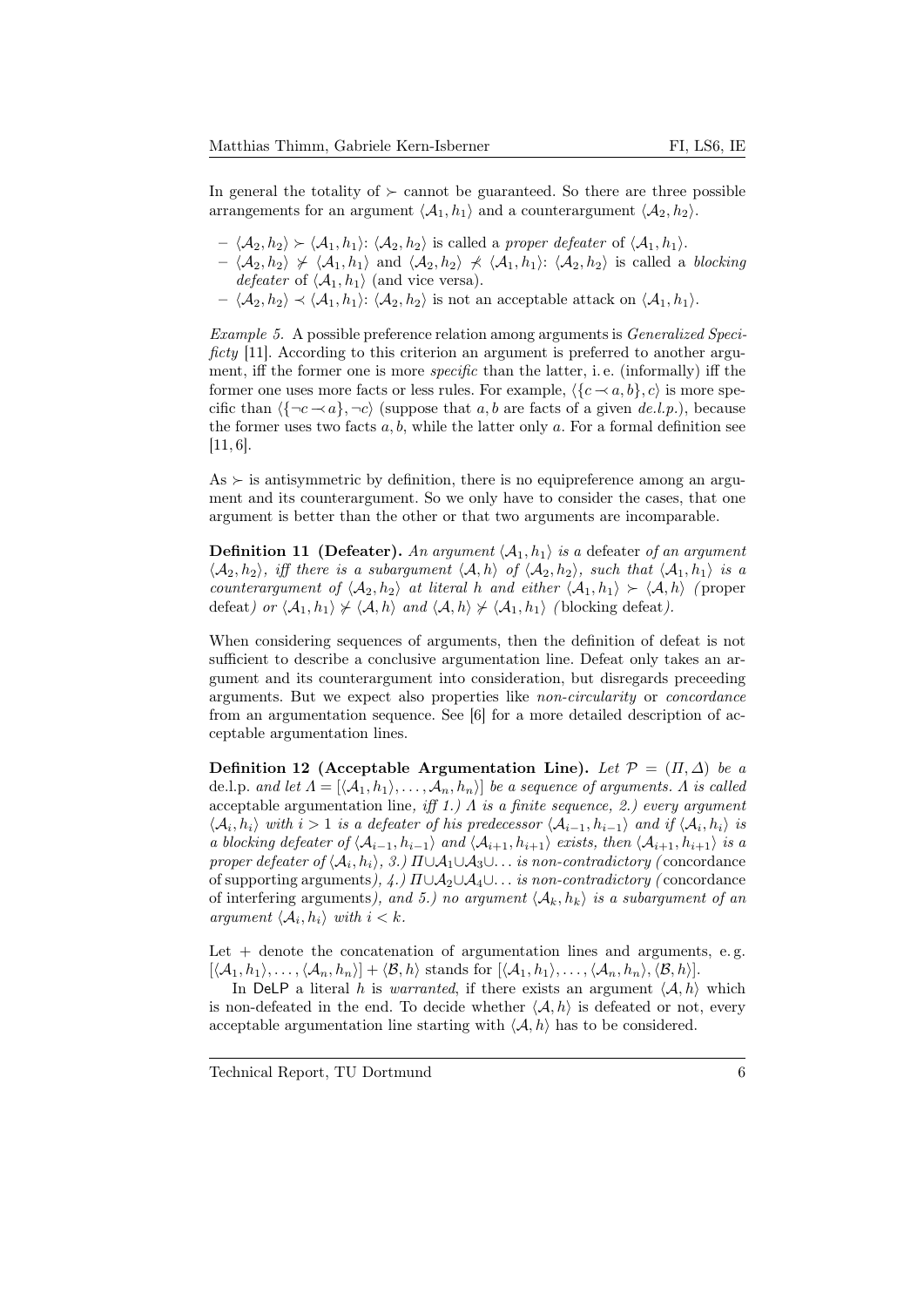In general the totality of $\succ$ cannot be guaranteed. So there are three possible arrangements for an argument $\langle \mathcal{A}_1, h_1 \rangle$ and a counterargument $\langle \mathcal{A}_2, h_2 \rangle$.

- $\langle \mathcal{A}_2, h_2 \rangle \succ \langle \mathcal{A}_1, h_1 \rangle$: $\langle \mathcal{A}_2, h_2 \rangle$ is called a *proper defeater* of $\langle \mathcal{A}_1, h_1 \rangle$.
- $\langle \mathcal{A}_2, h_2 \rangle \not\succ \langle \mathcal{A}_1, h_1 \rangle$ and $\langle \mathcal{A}_2, h_2 \rangle \not\prec \langle \mathcal{A}_1, h_1 \rangle$: $\langle \mathcal{A}_2, h_2 \rangle$ is called a *blocking defeater* of $\langle \mathcal{A}_1, h_1 \rangle$ (and vice versa).
- $\langle \mathcal{A}_2, h_2 \rangle \prec \langle \mathcal{A}_1, h_1 \rangle$: $\langle \mathcal{A}_2, h_2 \rangle$ is not an acceptable attack on $\langle \mathcal{A}_1, h_1 \rangle$.

*Example 5.* A possible preference relation among arguments is *Generalized Specificty* [11]. According to this criterion an argument is preferred to another argument, iff the former one is more *specific* than the latter, i. e. (informally) iff the former one uses more facts or less rules. For example, $\langle \{c \prec a, b\}, c \rangle$ is more specific than $\langle \{\neg c \prec a\}, \neg c \rangle$ (suppose that $a, b$ are facts of a given *de.l.p.*), because the former uses two facts $a, b$, while the latter only $a$. For a formal definition see [11, 6].

As $\succ$ is antisymmetric by definition, there is no equipreference among an argument and its counterargument. So we only have to consider the cases, that one argument is better than the other or that two arguments are incomparable.

**Definition 11 (Defeater).** *An argument $\langle \mathcal{A}_1, h_1 \rangle$ is a* defeater *of an argument $\langle \mathcal{A}_2, h_2 \rangle$, iff there is a subargument $\langle \mathcal{A}, h \rangle$ of $\langle \mathcal{A}_2, h_2 \rangle$, such that $\langle \mathcal{A}_1, h_1 \rangle$ is a counterargument of $\langle \mathcal{A}_2, h_2 \rangle$ at literal $h$ and either $\langle \mathcal{A}_1, h_1 \rangle \succ \langle \mathcal{A}, h \rangle$ (*proper defeat*) or $\langle \mathcal{A}_1, h_1 \rangle \not\succ \langle \mathcal{A}, h \rangle$ and $\langle \mathcal{A}, h \rangle \not\succ \langle \mathcal{A}_1, h_1 \rangle$ (*blocking defeat*).*

When considering sequences of arguments, then the definition of defeat is not sufficient to describe a conclusive argumentation line. Defeat only takes an argument and its counterargument into consideration, but disregards preceeding arguments. But we expect also properties like *non-circularity* or *concordance* from an argumentation sequence. See [6] for a more detailed description of acceptable argumentation lines.

**Definition 12 (Acceptable Argumentation Line).** *Let $\mathcal{P} = (\Pi, \Delta)$ be a* de.l.p. *and let $\Lambda = [\langle \mathcal{A}_1, h_1 \rangle, \ldots, \langle \mathcal{A}_n, h_n \rangle]$ be a sequence of arguments. $\Lambda$ is called* acceptable argumentation line*, iff 1.) $\Lambda$ is a finite sequence, 2.) every argument $\langle \mathcal{A}_i, h_i \rangle$ with $i > 1$ is a defeater of his predecessor $\langle \mathcal{A}_{i-1}, h_{i-1} \rangle$ and if $\langle \mathcal{A}_i, h_i \rangle$ is a blocking defeater of $\langle \mathcal{A}_{i-1}, h_{i-1} \rangle$ and $\langle \mathcal{A}_{i+1}, h_{i+1} \rangle$ exists, then $\langle \mathcal{A}_{i+1}, h_{i+1} \rangle$ is a proper defeater of $\langle \mathcal{A}_i, h_i \rangle$, 3.) $\Pi \cup \mathcal{A}_1 \cup \mathcal{A}_3 \cup \ldots$ is non-contradictory (*concordance of supporting arguments*), 4.) $\Pi \cup \mathcal{A}_2 \cup \mathcal{A}_4 \cup \ldots$ is non-contradictory (*concordance of interfering arguments*), and 5.) no argument $\langle \mathcal{A}_k, h_k \rangle$ is a subargument of an argument $\langle \mathcal{A}_i, h_i \rangle$ with $i < k$.*

Let $+$ denote the concatenation of argumentation lines and arguments, e. g. $[\langle \mathcal{A}_1, h_1 \rangle, \ldots, \langle \mathcal{A}_n, h_n \rangle] + \langle \mathcal{B}, h \rangle$ stands for $[\langle \mathcal{A}_1, h_1 \rangle, \ldots, \langle \mathcal{A}_n, h_n \rangle, \langle \mathcal{B}, h \rangle]$.

In DeLP a literal $h$ is *warranted*, if there exists an argument $\langle \mathcal{A}, h \rangle$ which is non-defeated in the end. To decide whether $\langle \mathcal{A}, h \rangle$ is defeated or not, every acceptable argumentation line starting with $\langle \mathcal{A}, h \rangle$ has to be considered.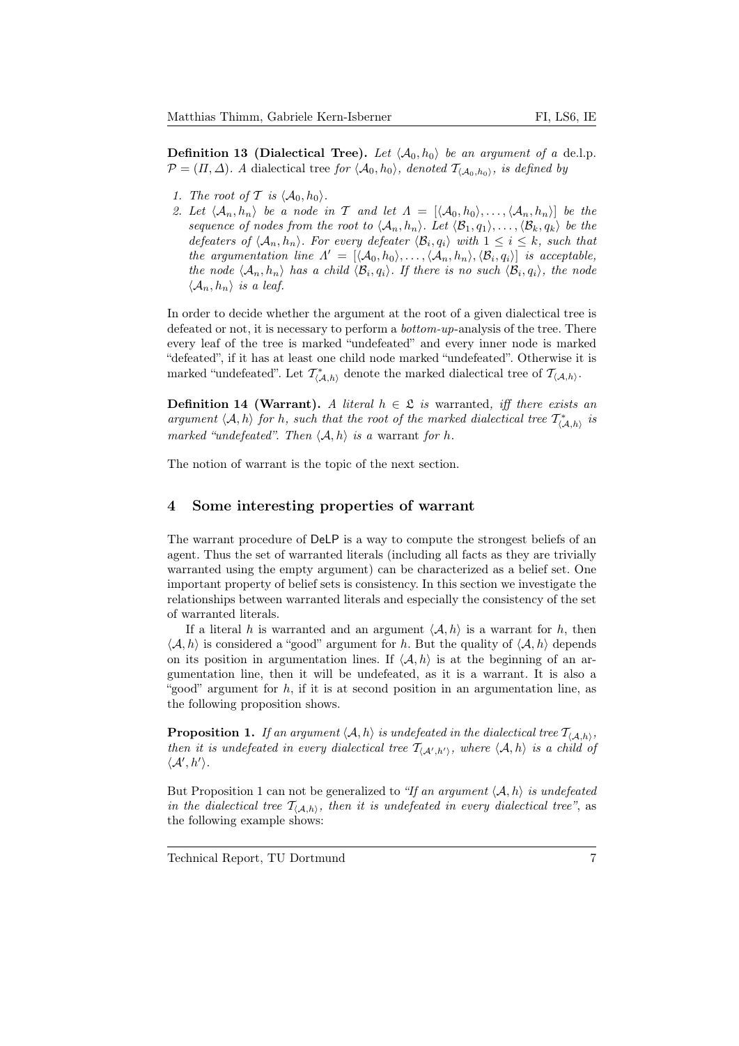**Definition 13 (Dialectical Tree).** *Let $\langle \mathcal{A}_0, h_0 \rangle$ be an argument of a* de.l.p. *$\mathcal{P} = (\Pi, \Delta)$. A* dialectical tree *for $\langle \mathcal{A}_0, h_0 \rangle$, denoted $\mathcal{T}_{\langle \mathcal{A}_0, h_0 \rangle}$, is defined by*

1. *The root of $\mathcal{T}$ is $\langle \mathcal{A}_0, h_0 \rangle$.*
2. *Let $\langle \mathcal{A}_n, h_n \rangle$ be a node in $\mathcal{T}$ and let $\Lambda = [\langle \mathcal{A}_0, h_0 \rangle, \ldots, \langle \mathcal{A}_n, h_n \rangle]$ be the sequence of nodes from the root to $\langle \mathcal{A}_n, h_n \rangle$. Let $\langle \mathcal{B}_1, q_1 \rangle, \ldots, \langle \mathcal{B}_k, q_k \rangle$ be the defeaters of $\langle \mathcal{A}_n, h_n \rangle$. For every defeater $\langle \mathcal{B}_i, q_i \rangle$ with $1 \leq i \leq k$, such that the argumentation line $\Lambda' = [\langle \mathcal{A}_0, h_0 \rangle, \ldots, \langle \mathcal{A}_n, h_n \rangle, \langle \mathcal{B}_i, q_i \rangle]$ is acceptable, the node $\langle \mathcal{A}_n, h_n \rangle$ has a child $\langle \mathcal{B}_i, q_i \rangle$. If there is no such $\langle \mathcal{B}_i, q_i \rangle$, the node $\langle \mathcal{A}_n, h_n \rangle$ is a leaf.*

In order to decide whether the argument at the root of a given dialectical tree is defeated or not, it is necessary to perform a *bottom-up*-analysis of the tree. There every leaf of the tree is marked "undefeated" and every inner node is marked "defeated", if it has at least one child node marked "undefeated". Otherwise it is marked "undefeated". Let $\mathcal{T}^*_{\langle \mathcal{A}, h \rangle}$ denote the marked dialectical tree of $\mathcal{T}_{\langle \mathcal{A}, h \rangle}$.

**Definition 14 (Warrant).** *A literal $h \in \mathfrak{L}$ is* warranted*, iff there exists an argument $\langle \mathcal{A}, h \rangle$ for $h$, such that the root of the marked dialectical tree $\mathcal{T}^*_{\langle \mathcal{A}, h \rangle}$ is marked "undefeated". Then $\langle \mathcal{A}, h \rangle$ is a* warrant *for $h$.*

The notion of warrant is the topic of the next section.

## 4 Some interesting properties of warrant

The warrant procedure of DeLP is a way to compute the strongest beliefs of an agent. Thus the set of warranted literals (including all facts as they are trivially warranted using the empty argument) can be characterized as a belief set. One important property of belief sets is consistency. In this section we investigate the relationships between warranted literals and especially the consistency of the set of warranted literals.

If a literal $h$ is warranted and an argument $\langle \mathcal{A}, h \rangle$ is a warrant for $h$, then $\langle \mathcal{A}, h \rangle$ is considered a "good" argument for $h$. But the quality of $\langle \mathcal{A}, h \rangle$ depends on its position in argumentation lines. If $\langle \mathcal{A}, h \rangle$ is at the beginning of an argumentation line, then it will be undefeated, as it is a warrant. It is also a "good" argument for $h$, if it is at second position in an argumentation line, as the following proposition shows.

**Proposition 1.** *If an argument $\langle \mathcal{A}, h \rangle$ is undefeated in the dialectical tree $\mathcal{T}_{\langle \mathcal{A}, h \rangle}$, then it is undefeated in every dialectical tree $\mathcal{T}_{\langle \mathcal{A}', h' \rangle}$, where $\langle \mathcal{A}, h \rangle$ is a child of $\langle \mathcal{A}', h' \rangle$.*

But Proposition 1 can not be generalized to *"If an argument $\langle \mathcal{A}, h \rangle$ is undefeated in the dialectical tree $\mathcal{T}_{\langle \mathcal{A}, h \rangle}$, then it is undefeated in every dialectical tree"*, as the following example shows: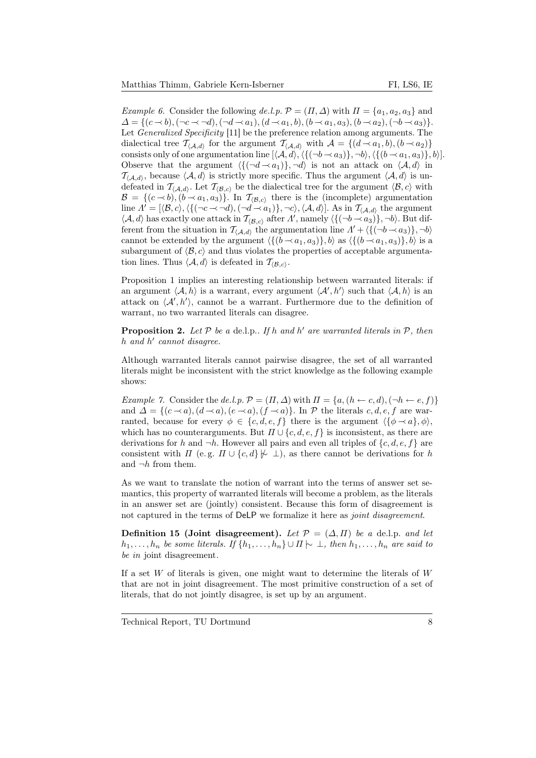*Example 6.* Consider the following *de.l.p.* $\mathcal{P} = (\Pi, \Delta)$ with $\Pi = \{a_1, a_2, a_3\}$ and $\Delta = \{(c \prec b), (\neg c \prec \neg d), (\neg d \prec a_1), (d \prec a_1, b), (b \prec a_1, a_3), (b \prec a_2), (\neg b \prec a_3)\}$. Let *Generalized Specificity* [11] be the preference relation among arguments. The dialectical tree $\mathcal{T}_{\langle \mathcal{A}, d \rangle}$ for the argument $\mathcal{T}_{\langle \mathcal{A}, d \rangle}$ with $\mathcal{A} = \{(d \prec a_1, b), (b \prec a_2)\}$ consists only of one argumentation line $[\langle \mathcal{A}, d \rangle, \langle \{(\neg b \prec a_3)\}, \neg b \rangle, \langle \{(b \prec a_1, a_3)\}, b \rangle]$. Observe that the argument $\langle \{(\neg d \prec a_1)\}, \neg d \rangle$ is not an attack on $\langle \mathcal{A}, d \rangle$ in $\mathcal{T}_{\langle \mathcal{A}, d \rangle}$, because $\langle \mathcal{A}, d \rangle$ is strictly more specific. Thus the argument $\langle \mathcal{A}, d \rangle$ is undefeated in $\mathcal{T}_{\langle \mathcal{A}, d \rangle}$. Let $\mathcal{T}_{\langle \mathcal{B}, c \rangle}$ be the dialectical tree for the argument $\langle \mathcal{B}, c \rangle$ with $\mathcal{B} = \{(c \prec b), (b \prec a_1, a_3)\}$. In $\mathcal{T}_{\langle \mathcal{B}, c \rangle}$ there is the (incomplete) argumentation line $\Lambda' = [\langle \mathcal{B}, c \rangle, \langle \{(\neg c \prec \neg d), (\neg d \prec a_1)\}, \neg c \rangle, \langle \mathcal{A}, d \rangle]$. As in $\mathcal{T}_{\langle \mathcal{A}, d \rangle}$ the argument $\langle \mathcal{A}, d \rangle$ has exactly one attack in $\mathcal{T}_{\langle \mathcal{B}, c \rangle}$ after $\Lambda'$, namely $\langle \{(\neg b \prec a_3)\}, \neg b \rangle$. But different from the situation in $\mathcal{T}_{\langle \mathcal{A}, d \rangle}$ the argumentation line $\Lambda' + \langle \{(\neg b \prec a_3)\}, \neg b \rangle$ cannot be extended by the argument $\langle \{(b \prec a_1, a_3)\}, b \rangle$ as $\langle \{(b \prec a_1, a_3)\}, b \rangle$ is a subargument of $\langle \mathcal{B}, c \rangle$ and thus violates the properties of acceptable argumentation lines. Thus $\langle \mathcal{A}, d \rangle$ is defeated in $\mathcal{T}_{\langle \mathcal{B}, c \rangle}$.

Proposition 1 implies an interesting relationship between warranted literals: if an argument $\langle \mathcal{A}, h \rangle$ is a warrant, every argument $\langle \mathcal{A}', h' \rangle$ such that $\langle \mathcal{A}, h \rangle$ is an attack on $\langle \mathcal{A}', h' \rangle$, cannot be a warrant. Furthermore due to the definition of warrant, no two warranted literals can disagree.

**Proposition 2.** *Let $\mathcal{P}$ be a* de.l.p.*. If $h$ and $h'$ are warranted literals in $\mathcal{P}$, then $h$ and $h'$ cannot disagree.*

Although warranted literals cannot pairwise disagree, the set of all warranted literals might be inconsistent with the strict knowledge as the following example shows:

*Example 7.* Consider the *de.l.p.* $\mathcal{P} = (\Pi, \Delta)$ with $\Pi = \{a, (h \leftarrow c, d), (\neg h \leftarrow e, f)\}$ and $\Delta = \{(c \prec a), (d \prec a), (e \prec a), (f \prec a)\}$. In $\mathcal{P}$ the literals $c, d, e, f$ are warranted, because for every $\phi \in \{c, d, e, f\}$ there is the argument $\langle \{\phi \prec a\}, \phi \rangle$, which has no counterarguments. But $\Pi \cup \{c, d, e, f\}$ is inconsistent, as there are derivations for $h$ and $\neg h$. However all pairs and even all triples of $\{c, d, e, f\}$ are consistent with $\Pi$ (e.g. $\Pi \cup \{c, d\} \not\mid\!\sim \bot$), as there cannot be derivations for $h$ and $\neg h$ from them.

As we want to translate the notion of warrant into the terms of answer set semantics, this property of warranted literals will become a problem, as the literals in an answer set are (jointly) consistent. Because this form of disagreement is not captured in the terms of DeLP we formalize it here as *joint disagreement*.

**Definition 15 (Joint disagreement).** *Let $\mathcal{P} = (\Delta, \Pi)$ be a* de.l.p. *and let $h_1, \ldots, h_n$ be some literals. If $\{h_1, \ldots, h_n\} \cup \Pi \mid\!\sim \bot$, then $h_1, \ldots, h_n$ are said to be in* joint disagreement*.*

If a set $W$ of literals is given, one might want to determine the literals of $W$ that are not in joint disagreement. The most primitive construction of a set of literals, that do not jointly disagree, is set up by an argument.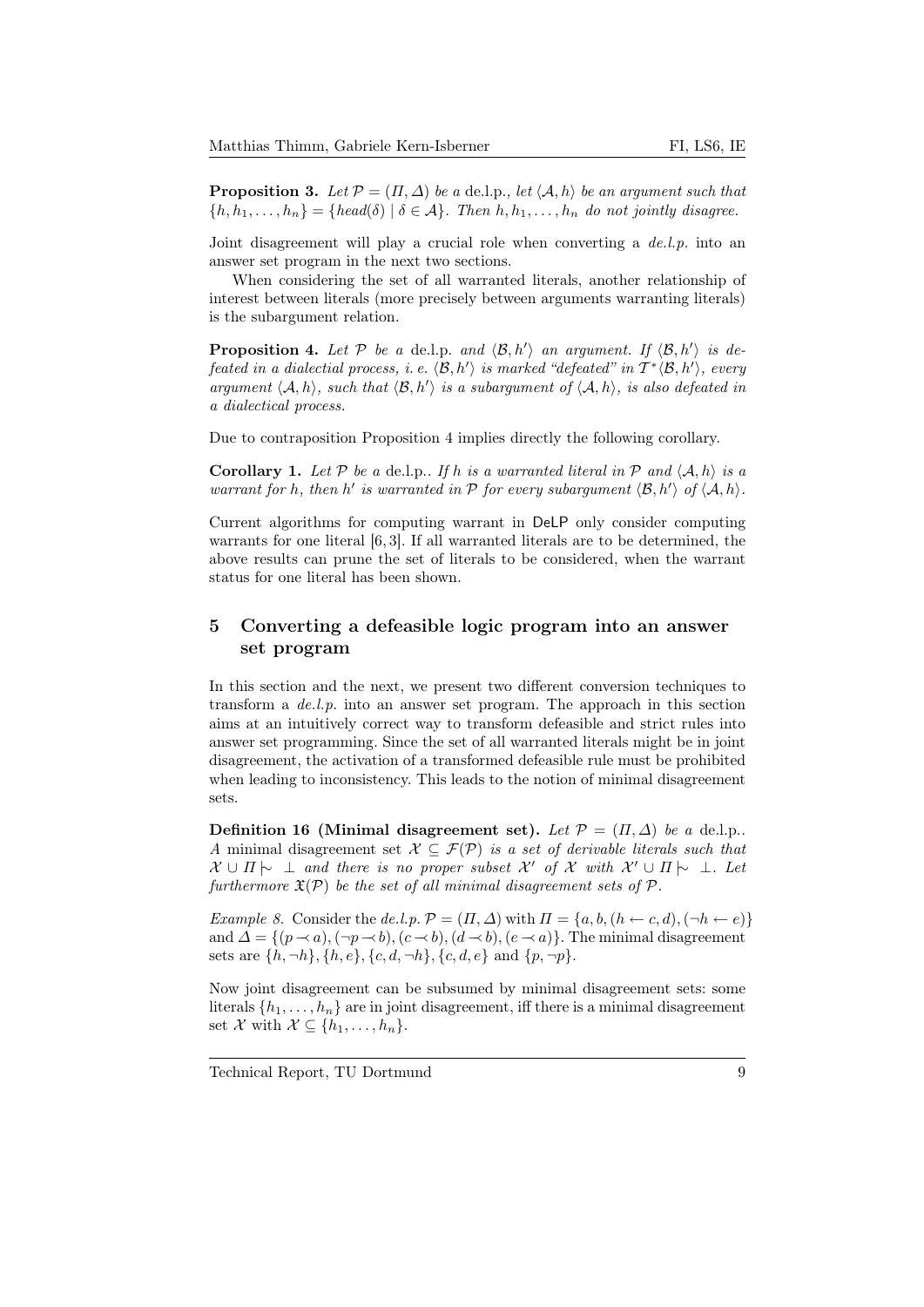**Proposition 3.** *Let $\mathcal{P} = (\Pi, \Delta)$ be a* de.l.p.*, let $\langle \mathcal{A}, h \rangle$ be an argument such that $\{h, h_1, \ldots, h_n\} = \{head(\delta) \mid \delta \in \mathcal{A}\}$. Then $h, h_1, \ldots, h_n$ do not jointly disagree.*

Joint disagreement will play a crucial role when converting a *de.l.p.* into an answer set program in the next two sections.

When considering the set of all warranted literals, another relationship of interest between literals (more precisely between arguments warranting literals) is the subargument relation.

**Proposition 4.** *Let $\mathcal{P}$ be a* de.l.p. *and $\langle \mathcal{B}, h' \rangle$ an argument. If $\langle \mathcal{B}, h' \rangle$ is defeated in a dialectial process, i. e. $\langle \mathcal{B}, h' \rangle$ is marked "defeated" in $\mathcal{T}^*\langle \mathcal{B}, h' \rangle$, every argument $\langle \mathcal{A}, h \rangle$, such that $\langle \mathcal{B}, h' \rangle$ is a subargument of $\langle \mathcal{A}, h \rangle$, is also defeated in a dialectical process.*

Due to contraposition Proposition 4 implies directly the following corollary.

**Corollary 1.** *Let $\mathcal{P}$ be a* de.l.p.*. If $h$ is a warranted literal in $\mathcal{P}$ and $\langle \mathcal{A}, h \rangle$ is a warrant for $h$, then $h'$ is warranted in $\mathcal{P}$ for every subargument $\langle \mathcal{B}, h' \rangle$ of $\langle \mathcal{A}, h \rangle$.*

Current algorithms for computing warrant in DeLP only consider computing warrants for one literal [6, 3]. If all warranted literals are to be determined, the above results can prune the set of literals to be considered, when the warrant status for one literal has been shown.

## 5 Converting a defeasible logic program into an answer set program

In this section and the next, we present two different conversion techniques to transform a *de.l.p.* into an answer set program. The approach in this section aims at an intuitively correct way to transform defeasible and strict rules into answer set programming. Since the set of all warranted literals might be in joint disagreement, the activation of a transformed defeasible rule must be prohibited when leading to inconsistency. This leads to the notion of minimal disagreement sets.

**Definition 16 (Minimal disagreement set).** *Let $\mathcal{P} = (\Pi, \Delta)$ be a* de.l.p.*. A minimal disagreement set $\mathcal{X} \subseteq \mathcal{F}(\mathcal{P})$ is a set of derivable literals such that $\mathcal{X} \cup \Pi \mathrel{|\!\!\sim} \bot$ and there is no proper subset $\mathcal{X}'$ of $\mathcal{X}$ with $\mathcal{X}' \cup \Pi \mathrel{|\!\!\sim} \bot$. Let furthermore $\mathfrak{X}(\mathcal{P})$ be the set of all minimal disagreement sets of $\mathcal{P}$.*

*Example 8.* Consider the *de.l.p.* $\mathcal{P} = (\Pi, \Delta)$ with $\Pi = \{a, b, (h \leftarrow c, d), (\neg h \leftarrow e)\}$ and $\Delta = \{(p \prec a), (\neg p \prec b), (c \prec b), (d \prec b), (e \prec a)\}$. The minimal disagreement sets are $\{h, \neg h\}, \{h, e\}, \{c, d, \neg h\}, \{c, d, e\}$ and $\{p, \neg p\}$.

Now joint disagreement can be subsumed by minimal disagreement sets: some literals $\{h_1, \ldots, h_n\}$ are in joint disagreement, iff there is a minimal disagreement set $\mathcal{X}$ with $\mathcal{X} \subseteq \{h_1, \ldots, h_n\}$.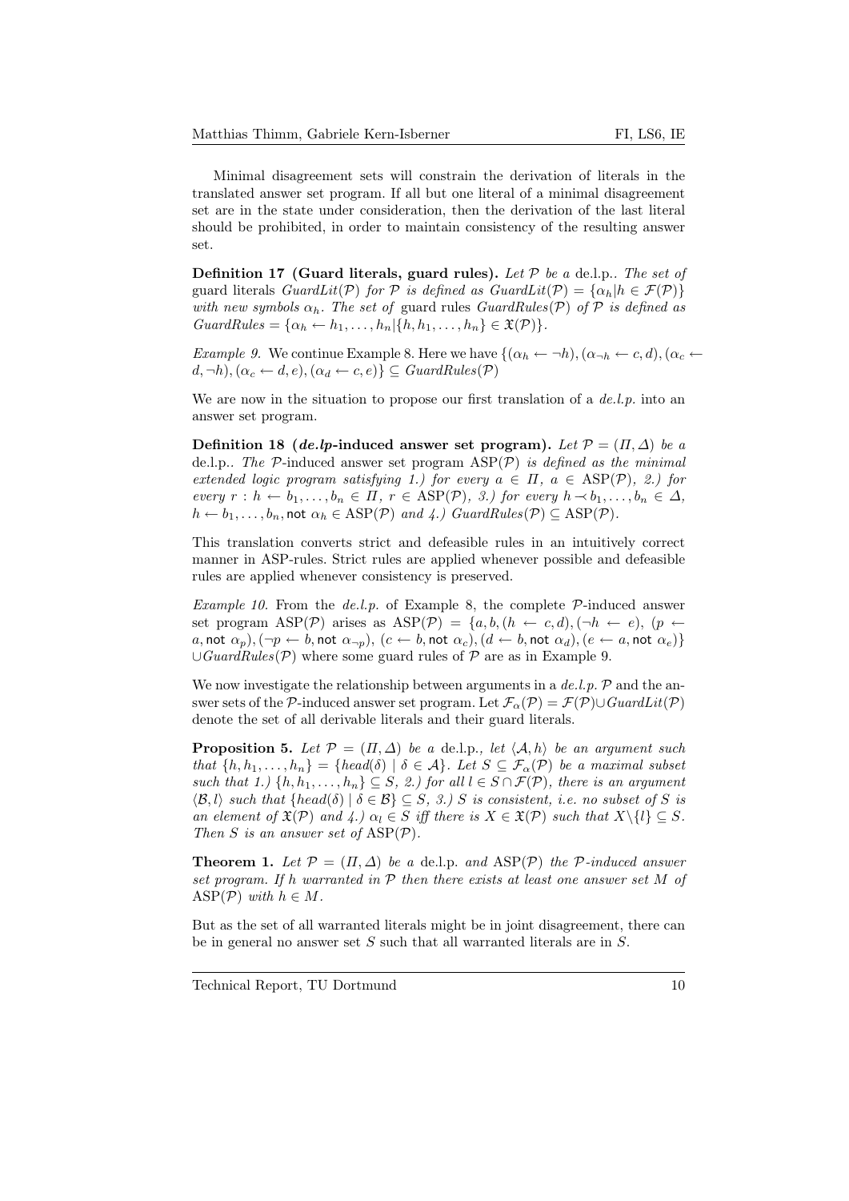Minimal disagreement sets will constrain the derivation of literals in the translated answer set program. If all but one literal of a minimal disagreement set are in the state under consideration, then the derivation of the last literal should be prohibited, in order to maintain consistency of the resulting answer set.

**Definition 17 (Guard literals, guard rules).** *Let $\mathcal{P}$ be a* de.l.p.. *The set of* guard literals *$GuardLit(\mathcal{P})$ for $\mathcal{P}$ is defined as $GuardLit(\mathcal{P}) = \{\alpha_h | h \in \mathcal{F}(\mathcal{P})\}$ with new symbols $\alpha_h$. The set of* guard rules *$GuardRules(\mathcal{P})$ of $\mathcal{P}$ is defined as $GuardRules = \{\alpha_h \leftarrow h_1, \ldots, h_n | \{h, h_1, \ldots, h_n\} \in \mathfrak{X}(\mathcal{P})\}$.*

*Example 9.* We continue Example 8. Here we have $\{(\alpha_h \leftarrow \neg h), (\alpha_{\neg h} \leftarrow c, d), (\alpha_c \leftarrow d, \neg h), (\alpha_c \leftarrow d, e), (\alpha_d \leftarrow c, e)\} \subseteq GuardRules(\mathcal{P})$

We are now in the situation to propose our first translation of a *de.l.p.* into an answer set program.

**Definition 18 (*de.lp*-induced answer set program).** *Let $\mathcal{P} = (\Pi, \Delta)$ be a* de.l.p.. *The $\mathcal{P}$-induced answer set program $\mathrm{ASP}(\mathcal{P})$ is defined as the minimal extended logic program satisfying 1.) for every $a \in \Pi$, $a \in \mathrm{ASP}(\mathcal{P})$, 2.) for every $r : h \leftarrow b_1, \ldots, b_n \in \Pi$, $r \in \mathrm{ASP}(\mathcal{P})$, 3.) for every $h \prec b_1, \ldots, b_n \in \Delta$, $h \leftarrow b_1, \ldots, b_n, \mathsf{not}\ \alpha_h \in \mathrm{ASP}(\mathcal{P})$ and 4.) $GuardRules(\mathcal{P}) \subseteq \mathrm{ASP}(\mathcal{P})$.*

This translation converts strict and defeasible rules in an intuitively correct manner in ASP-rules. Strict rules are applied whenever possible and defeasible rules are applied whenever consistency is preserved.

*Example 10.* From the *de.l.p.* of Example 8, the complete $\mathcal{P}$-induced answer set program $\mathrm{ASP}(\mathcal{P})$ arises as $\mathrm{ASP}(\mathcal{P}) = \{a, b, (h \leftarrow c, d), (\neg h \leftarrow e), (p \leftarrow a, \mathsf{not}\ \alpha_p), (\neg p \leftarrow b, \mathsf{not}\ \alpha_{\neg p}), (c \leftarrow b, \mathsf{not}\ \alpha_c), (d \leftarrow b, \mathsf{not}\ \alpha_d), (e \leftarrow a, \mathsf{not}\ \alpha_e)\}$ $\cup GuardRules(\mathcal{P})$ where some guard rules of $\mathcal{P}$ are as in Example 9.

We now investigate the relationship between arguments in a *de.l.p.* $\mathcal{P}$ and the answer sets of the $\mathcal{P}$-induced answer set program. Let $\mathcal{F}_\alpha(\mathcal{P}) = \mathcal{F}(\mathcal{P}) \cup GuardLit(\mathcal{P})$ denote the set of all derivable literals and their guard literals.

**Proposition 5.** *Let $\mathcal{P} = (\Pi, \Delta)$ be a* de.l.p.*, let $\langle \mathcal{A}, h \rangle$ be an argument such that $\{h, h_1, \ldots, h_n\} = \{head(\delta) \mid \delta \in \mathcal{A}\}$. Let $S \subseteq \mathcal{F}_\alpha(\mathcal{P})$ be a maximal subset such that 1.) $\{h, h_1, \ldots, h_n\} \subseteq S$, 2.) for all $l \in S \cap \mathcal{F}(\mathcal{P})$, there is an argument $\langle \mathcal{B}, l \rangle$ such that $\{head(\delta) \mid \delta \in \mathcal{B}\} \subseteq S$, 3.) $S$ is consistent, i.e. no subset of $S$ is an element of $\mathfrak{X}(\mathcal{P})$ and 4.) $\alpha_l \in S$ iff there is $X \in \mathfrak{X}(\mathcal{P})$ such that $X \backslash \{l\} \subseteq S$. Then $S$ is an answer set of $\mathrm{ASP}(\mathcal{P})$.*

**Theorem 1.** *Let $\mathcal{P} = (\Pi, \Delta)$ be a* de.l.p. *and $\mathrm{ASP}(\mathcal{P})$ the $\mathcal{P}$-induced answer set program. If $h$ warranted in $\mathcal{P}$ then there exists at least one answer set $M$ of $\mathrm{ASP}(\mathcal{P})$ with $h \in M$.*

But as the set of all warranted literals might be in joint disagreement, there can be in general no answer set $S$ such that all warranted literals are in $S$.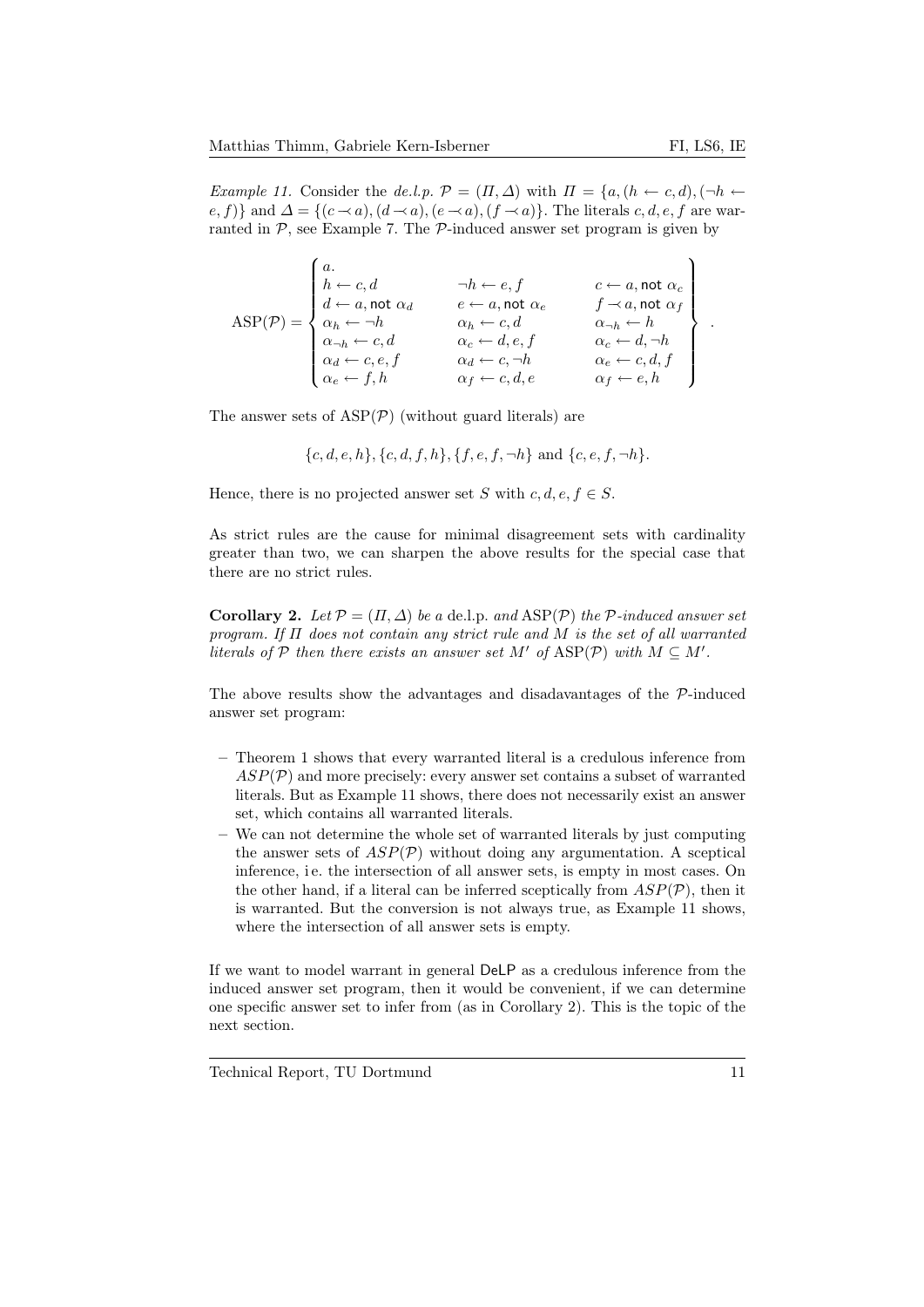*Example 11.* Consider the *de.l.p.* $\mathcal{P} = (\Pi, \Delta)$ with $\Pi = \{a, (h \leftarrow c, d), (\neg h \leftarrow e, f)\}$ and $\Delta = \{(c \prec a), (d \prec a), (e \prec a), (f \prec a)\}$. The literals $c, d, e, f$ are warranted in $\mathcal{P}$, see Example 7. The $\mathcal{P}$-induced answer set program is given by

$$\mathrm{ASP}(\mathcal{P}) = \left\{ \begin{array}{lll} a. & & \\ h \leftarrow c, d & \neg h \leftarrow e, f & c \leftarrow a, \mathsf{not}\ \alpha_c \\ d \leftarrow a, \mathsf{not}\ \alpha_d & e \leftarrow a, \mathsf{not}\ \alpha_e & f \prec a, \mathsf{not}\ \alpha_f \\ \alpha_h \leftarrow \neg h & \alpha_h \leftarrow c, d & \alpha_{\neg h} \leftarrow h \\ \alpha_{\neg h} \leftarrow c, d & \alpha_c \leftarrow d, e, f & \alpha_c \leftarrow d, \neg h \\ \alpha_d \leftarrow c, e, f & \alpha_d \leftarrow c, \neg h & \alpha_e \leftarrow c, d, f \\ \alpha_e \leftarrow f, h & \alpha_f \leftarrow c, d, e & \alpha_f \leftarrow e, h \end{array} \right\} .$$

The answer sets of $\mathrm{ASP}(\mathcal{P})$ (without guard literals) are

$$\{c, d, e, h\}, \{c, d, f, h\}, \{f, e, f, \neg h\} \text{ and } \{c, e, f, \neg h\}.$$

Hence, there is no projected answer set $S$ with $c, d, e, f \in S$.

As strict rules are the cause for minimal disagreement sets with cardinality greater than two, we can sharpen the above results for the special case that there are no strict rules.

**Corollary 2.** *Let $\mathcal{P} = (\Pi, \Delta)$ be a* de.l.p. *and* $\mathrm{ASP}(\mathcal{P})$ *the $\mathcal{P}$-induced answer set program. If $\Pi$ does not contain any strict rule and $M$ is the set of all warranted literals of $\mathcal{P}$ then there exists an answer set $M'$ of $\mathrm{ASP}(\mathcal{P})$ with $M \subseteq M'$.*

The above results show the advantages and disadavantages of the $\mathcal{P}$-induced answer set program:

- Theorem 1 shows that every warranted literal is a credulous inference from $ASP(\mathcal{P})$ and more precisely: every answer set contains a subset of warranted literals. But as Example 11 shows, there does not necessarily exist an answer set, which contains all warranted literals.
- We can not determine the whole set of warranted literals by just computing the answer sets of $ASP(\mathcal{P})$ without doing any argumentation. A sceptical inference, i.e. the intersection of all answer sets, is empty in most cases. On the other hand, if a literal can be inferred sceptically from $ASP(\mathcal{P})$, then it is warranted. But the conversion is not always true, as Example 11 shows, where the intersection of all answer sets is empty.

If we want to model warrant in general DeLP as a credulous inference from the induced answer set program, then it would be convenient, if we can determine one specific answer set to infer from (as in Corollary 2). This is the topic of the next section.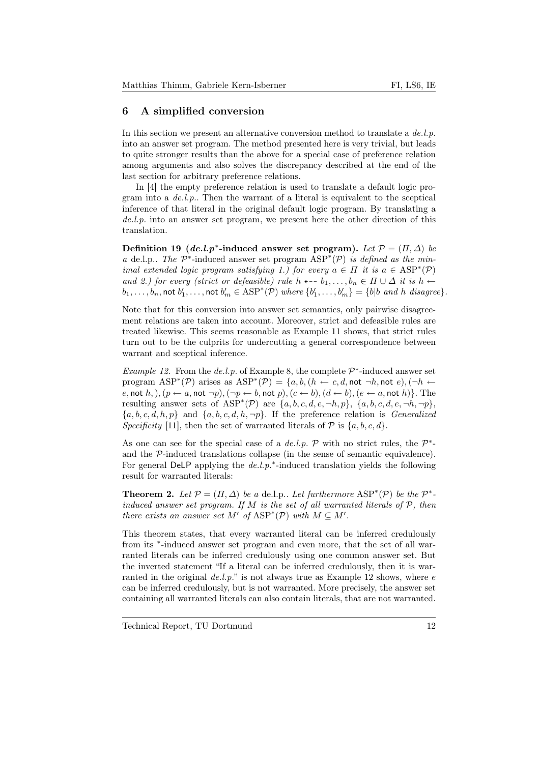## 6 A simplified conversion

In this section we present an alternative conversion method to translate a *de.l.p.* into an answer set program. The method presented here is very trivial, but leads to quite stronger results than the above for a special case of preference relation among arguments and also solves the discrepancy described at the end of the last section for arbitrary preference relations.

In [4] the empty preference relation is used to translate a default logic program into a *de.l.p.*. Then the warrant of a literal is equivalent to the sceptical inference of that literal in the original default logic program. By translating a *de.l.p.* into an answer set program, we present here the other direction of this translation.

**Definition 19 (*de.l.p*$^*$-induced answer set program).** *Let $\mathcal{P} = (\Pi, \Delta)$ be a* de.l.p.. *The* $\mathcal{P}^*$-induced answer set program $\mathrm{ASP}^*(\mathcal{P})$ *is defined as the minimal extended logic program satisfying 1.) for every $a \in \Pi$ it is $a \in \mathrm{ASP}^*(\mathcal{P})$ and 2.) for every (strict or defeasible) rule $h \prec\!\!- b_1, \ldots, b_n \in \Pi \cup \Delta$ it is $h \leftarrow b_1, \ldots, b_n, \mathsf{not}\ b'_1, \ldots, \mathsf{not}\ b'_m \in \mathrm{ASP}^*(\mathcal{P})$ where $\{b'_1, \ldots, b'_m\} = \{b | b$ and $h$ disagree$\}$.*

Note that for this conversion into answer set semantics, only pairwise disagreement relations are taken into account. Moreover, strict and defeasible rules are treated likewise. This seems reasonable as Example 11 shows, that strict rules turn out to be the culprits for undercutting a general correspondence between warrant and sceptical inference.

*Example 12.* From the *de.l.p.* of Example 8, the complete $\mathcal{P}^*$-induced answer set program $\mathrm{ASP}^*(\mathcal{P})$ arises as $\mathrm{ASP}^*(\mathcal{P}) = \{a, b, (h \leftarrow c, d, \mathsf{not}\ \neg h, \mathsf{not}\ e), (\neg h \leftarrow e, \mathsf{not}\ h, ), (p \leftarrow a, \mathsf{not}\ \neg p), (\neg p \leftarrow b, \mathsf{not}\ p), (c \leftarrow b), (d \leftarrow b), (e \leftarrow a, \mathsf{not}\ h)\}$. The resulting answer sets of $\mathrm{ASP}^*(\mathcal{P})$ are $\{a, b, c, d, e, \neg h, p\}$, $\{a, b, c, d, e, \neg h, \neg p\}$, $\{a, b, c, d, h, p\}$ and $\{a, b, c, d, h, \neg p\}$. If the preference relation is *Generalized Specificity* [11], then the set of warranted literals of $\mathcal{P}$ is $\{a, b, c, d\}$.

As one can see for the special case of a *de.l.p.* $\mathcal{P}$ with no strict rules, the $\mathcal{P}^*$- and the $\mathcal{P}$-induced translations collapse (in the sense of semantic equivalence). For general DeLP applying the *de.l.p.*$^*$-induced translation yields the following result for warranted literals:

**Theorem 2.** *Let $\mathcal{P} = (\Pi, \Delta)$ be a* de.l.p.. *Let furthermore $\mathrm{ASP}^*(\mathcal{P})$ be the $\mathcal{P}^*$-induced answer set program. If $M$ is the set of all warranted literals of $\mathcal{P}$, then there exists an answer set $M'$ of $\mathrm{ASP}^*(\mathcal{P})$ with $M \subseteq M'$.*

This theorem states, that every warranted literal can be inferred credulously from its $^*$-induced answer set program and even more, that the set of all warranted literals can be inferred credulously using one common answer set. But the inverted statement "If a literal can be inferred credulously, then it is warranted in the original *de.l.p.*" is not always true as Example 12 shows, where $e$ can be inferred credulously, but is not warranted. More precisely, the answer set containing all warranted literals can also contain literals, that are not warranted.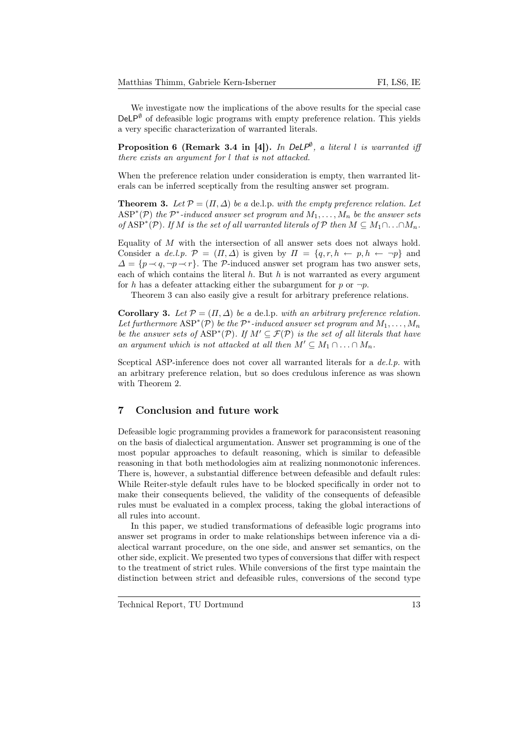We investigate now the implications of the above results for the special case $\mathsf{DeLP}^{\emptyset}$ of defeasible logic programs with empty preference relation. This yields a very specific characterization of warranted literals.

**Proposition 6 (Remark 3.4 in [4]).** *In $\mathsf{DeLP}^{\emptyset}$, a literal $l$ is warranted iff there exists an argument for $l$ that is not attacked.*

When the preference relation under consideration is empty, then warranted literals can be inferred sceptically from the resulting answer set program.

**Theorem 3.** *Let $\mathcal{P} = (\Pi, \Delta)$ be a* de.l.p. *with the empty preference relation. Let $\mathrm{ASP}^*(\mathcal{P})$ the $\mathcal{P}^*$-induced answer set program and $M_1, \ldots, M_n$ be the answer sets of $\mathrm{ASP}^*(\mathcal{P})$. If $M$ is the set of all warranted literals of $\mathcal{P}$ then $M \subseteq M_1 \cap \ldots \cap M_n$.*

Equality of $M$ with the intersection of all answer sets does not always hold. Consider a *de.l.p.* $\mathcal{P} = (\Pi, \Delta)$ is given by $\Pi = \{q, r, h \leftarrow p, h \leftarrow \neg p\}$ and $\Delta = \{p \prec q, \neg p \prec r\}$. The $\mathcal{P}$-induced answer set program has two answer sets, each of which contains the literal $h$. But $h$ is not warranted as every argument for $h$ has a defeater attacking either the subargument for $p$ or $\neg p$.

Theorem 3 can also easily give a result for arbitrary preference relations.

**Corollary 3.** *Let $\mathcal{P} = (\Pi, \Delta)$ be a* de.l.p. *with an arbitrary preference relation. Let furthermore $\mathrm{ASP}^*(\mathcal{P})$ be the $\mathcal{P}^*$-induced answer set program and $M_1, \ldots, M_n$ be the answer sets of $\mathrm{ASP}^*(\mathcal{P})$. If $M' \subseteq \mathcal{F}(\mathcal{P})$ is the set of all literals that have an argument which is not attacked at all then $M' \subseteq M_1 \cap \ldots \cap M_n$.*

Sceptical ASP-inference does not cover all warranted literals for a *de.l.p.* with an arbitrary preference relation, but so does credulous inference as was shown with Theorem 2.

## 7 Conclusion and future work

Defeasible logic programming provides a framework for paraconsistent reasoning on the basis of dialectical argumentation. Answer set programming is one of the most popular approaches to default reasoning, which is similar to defeasible reasoning in that both methodologies aim at realizing nonmonotonic inferences. There is, however, a substantial difference between defeasible and default rules: While Reiter-style default rules have to be blocked specifically in order not to make their consequents believed, the validity of the consequents of defeasible rules must be evaluated in a complex process, taking the global interactions of all rules into account.

In this paper, we studied transformations of defeasible logic programs into answer set programs in order to make relationships between inference via a dialectical warrant procedure, on the one side, and answer set semantics, on the other side, explicit. We presented two types of conversions that differ with respect to the treatment of strict rules. While conversions of the first type maintain the distinction between strict and defeasible rules, conversions of the second type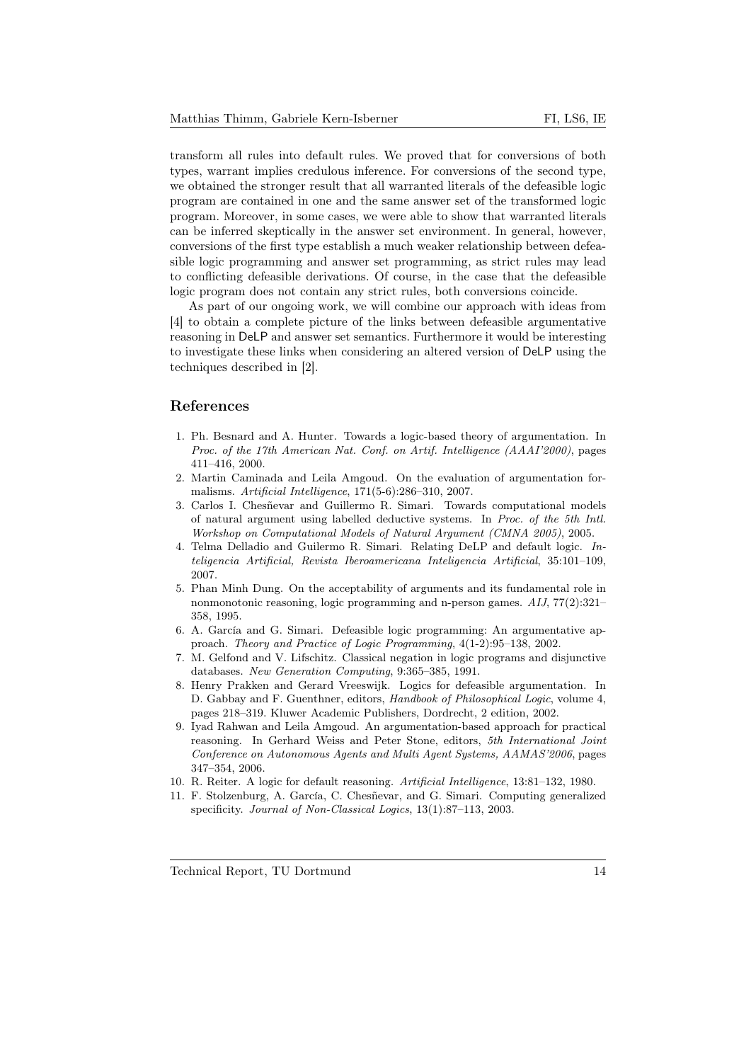transform all rules into default rules. We proved that for conversions of both types, warrant implies credulous inference. For conversions of the second type, we obtained the stronger result that all warranted literals of the defeasible logic program are contained in one and the same answer set of the transformed logic program. Moreover, in some cases, we were able to show that warranted literals can be inferred skeptically in the answer set environment. In general, however, conversions of the first type establish a much weaker relationship between defeasible logic programming and answer set programming, as strict rules may lead to conflicting defeasible derivations. Of course, in the case that the defeasible logic program does not contain any strict rules, both conversions coincide.

As part of our ongoing work, we will combine our approach with ideas from [4] to obtain a complete picture of the links between defeasible argumentative reasoning in DeLP and answer set semantics. Furthermore it would be interesting to investigate these links when considering an altered version of DeLP using the techniques described in [2].

## References

1. Ph. Besnard and A. Hunter. Towards a logic-based theory of argumentation. In *Proc. of the 17th American Nat. Conf. on Artif. Intelligence (AAAI'2000)*, pages 411–416, 2000.
2. Martin Caminada and Leila Amgoud. On the evaluation of argumentation formalisms. *Artificial Intelligence*, 171(5-6):286–310, 2007.
3. Carlos I. Chesñevar and Guillermo R. Simari. Towards computational models of natural argument using labelled deductive systems. In *Proc. of the 5th Intl. Workshop on Computational Models of Natural Argument (CMNA 2005)*, 2005.
4. Telma Delladio and Guilermo R. Simari. Relating DeLP and default logic. *Inteligencia Artificial, Revista Iberoamericana Inteligencia Artificial*, 35:101–109, 2007.
5. Phan Minh Dung. On the acceptability of arguments and its fundamental role in nonmonotonic reasoning, logic programming and n-person games. *AIJ*, 77(2):321–358, 1995.
6. A. García and G. Simari. Defeasible logic programming: An argumentative approach. *Theory and Practice of Logic Programming*, 4(1-2):95–138, 2002.
7. M. Gelfond and V. Lifschitz. Classical negation in logic programs and disjunctive databases. *New Generation Computing*, 9:365–385, 1991.
8. Henry Prakken and Gerard Vreeswijk. Logics for defeasible argumentation. In D. Gabbay and F. Guenthner, editors, *Handbook of Philosophical Logic*, volume 4, pages 218–319. Kluwer Academic Publishers, Dordrecht, 2 edition, 2002.
9. Iyad Rahwan and Leila Amgoud. An argumentation-based approach for practical reasoning. In Gerhard Weiss and Peter Stone, editors, *5th International Joint Conference on Autonomous Agents and Multi Agent Systems, AAMAS'2006*, pages 347–354, 2006.
10. R. Reiter. A logic for default reasoning. *Artificial Intelligence*, 13:81–132, 1980.
11. F. Stolzenburg, A. García, C. Chesñevar, and G. Simari. Computing generalized specificity. *Journal of Non-Classical Logics*, 13(1):87–113, 2003.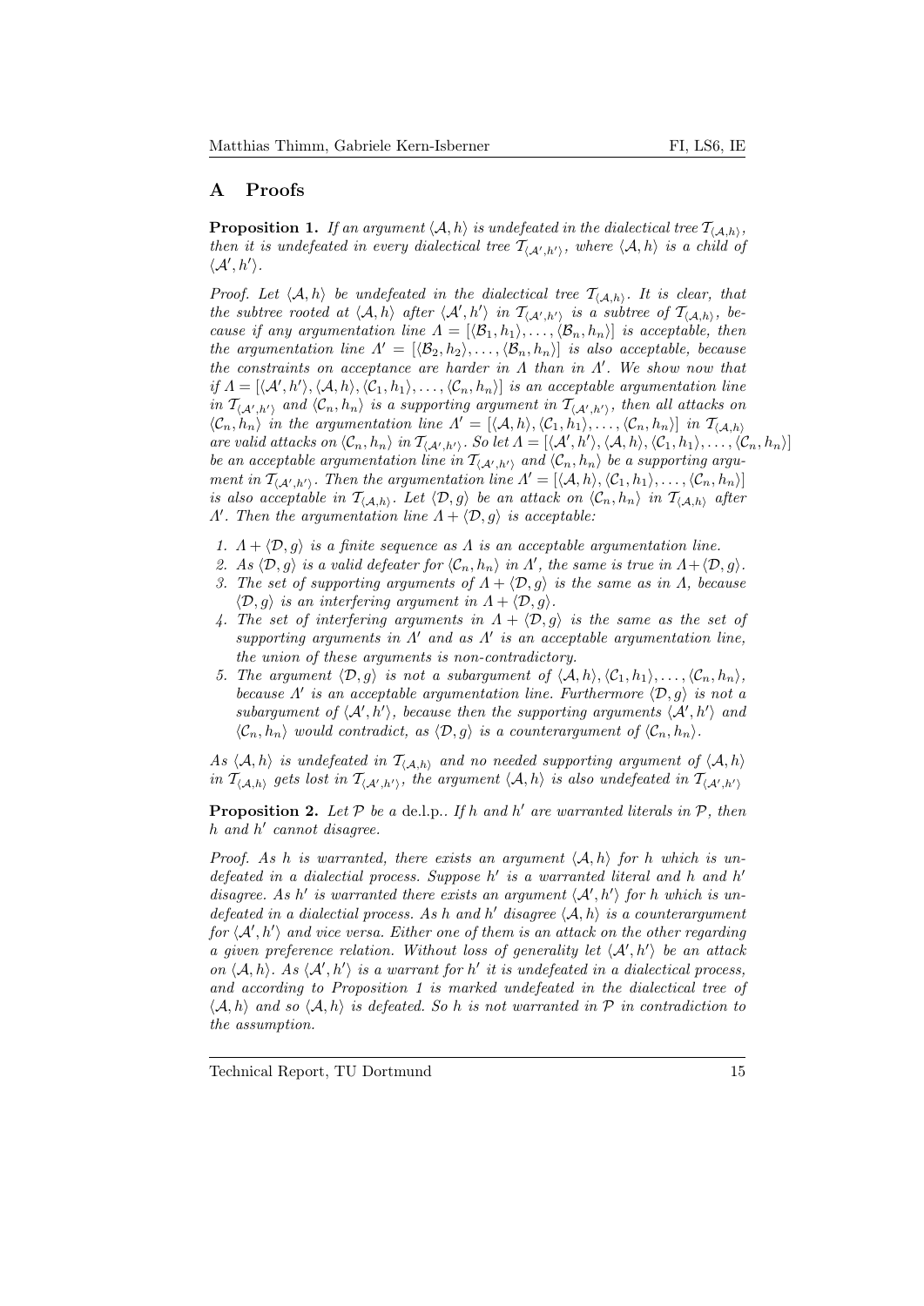## A Proofs

**Proposition 1.** *If an argument $\langle \mathcal{A}, h \rangle$ is undefeated in the dialectical tree $\mathcal{T}_{\langle \mathcal{A},h \rangle}$, then it is undefeated in every dialectical tree $\mathcal{T}_{\langle \mathcal{A}',h' \rangle}$, where $\langle \mathcal{A}, h \rangle$ is a child of $\langle \mathcal{A}', h' \rangle$.*

*Proof.* Let $\langle \mathcal{A}, h \rangle$ be undefeated in the dialectical tree $\mathcal{T}_{\langle \mathcal{A},h \rangle}$. It is clear, that the subtree rooted at $\langle \mathcal{A}, h \rangle$ after $\langle \mathcal{A}', h' \rangle$ in $\mathcal{T}_{\langle \mathcal{A}',h' \rangle}$ is a subtree of $\mathcal{T}_{\langle \mathcal{A},h \rangle}$, because if any argumentation line $\Lambda = [\langle \mathcal{B}_1, h_1 \rangle, \ldots, \langle \mathcal{B}_n, h_n \rangle]$ is acceptable, then the argumentation line $\Lambda' = [\langle \mathcal{B}_2, h_2 \rangle, \ldots, \langle \mathcal{B}_n, h_n \rangle]$ is also acceptable, because the constraints on acceptance are harder in $\Lambda$ than in $\Lambda'$. We show now that if $\Lambda = [\langle \mathcal{A}', h' \rangle, \langle \mathcal{A}, h \rangle, \langle \mathcal{C}_1, h_1 \rangle, \ldots, \langle \mathcal{C}_n, h_n \rangle]$ is an acceptable argumentation line in $\mathcal{T}_{\langle \mathcal{A}',h' \rangle}$ and $\langle \mathcal{C}_n, h_n \rangle$ is a supporting argument in $\mathcal{T}_{\langle \mathcal{A}',h' \rangle}$, then all attacks on $\langle \mathcal{C}_n, h_n \rangle$ in the argumentation line $\Lambda' = [\langle \mathcal{A}, h \rangle, \langle \mathcal{C}_1, h_1 \rangle, \ldots, \langle \mathcal{C}_n, h_n \rangle]$ in $\mathcal{T}_{\langle \mathcal{A},h \rangle}$ are valid attacks on $\langle \mathcal{C}_n, h_n \rangle$ in $\mathcal{T}_{\langle \mathcal{A}',h' \rangle}$. So let $\Lambda = [\langle \mathcal{A}', h' \rangle, \langle \mathcal{A}, h \rangle, \langle \mathcal{C}_1, h_1 \rangle, \ldots, \langle \mathcal{C}_n, h_n \rangle]$ be an acceptable argumentation line in $\mathcal{T}_{\langle \mathcal{A}',h' \rangle}$ and $\langle \mathcal{C}_n, h_n \rangle$ be a supporting argument in $\mathcal{T}_{\langle \mathcal{A}',h' \rangle}$. Then the argumentation line $\Lambda' = [\langle \mathcal{A}, h \rangle, \langle \mathcal{C}_1, h_1 \rangle, \ldots, \langle \mathcal{C}_n, h_n \rangle]$ is also acceptable in $\mathcal{T}_{\langle \mathcal{A},h \rangle}$. Let $\langle \mathcal{D}, g \rangle$ be an attack on $\langle \mathcal{C}_n, h_n \rangle$ in $\mathcal{T}_{\langle \mathcal{A},h \rangle}$ after $\Lambda'$. Then the argumentation line $\Lambda + \langle \mathcal{D}, g \rangle$ is acceptable:

1. $\Lambda + \langle \mathcal{D}, g \rangle$ is a finite sequence as $\Lambda$ is an acceptable argumentation line.
2. As $\langle \mathcal{D}, g \rangle$ is a valid defeater for $\langle \mathcal{C}_n, h_n \rangle$ in $\Lambda'$, the same is true in $\Lambda + \langle \mathcal{D}, g \rangle$.
3. The set of supporting arguments of $\Lambda + \langle \mathcal{D}, g \rangle$ is the same as in $\Lambda$, because $\langle \mathcal{D}, g \rangle$ is an interfering argument in $\Lambda + \langle \mathcal{D}, g \rangle$.
4. The set of interfering arguments in $\Lambda + \langle \mathcal{D}, g \rangle$ is the same as the set of supporting arguments in $\Lambda'$ and as $\Lambda'$ is an acceptable argumentation line, the union of these arguments is non-contradictory.
5. The argument $\langle \mathcal{D}, g \rangle$ is not a subargument of $\langle \mathcal{A}, h \rangle, \langle \mathcal{C}_1, h_1 \rangle, \ldots, \langle \mathcal{C}_n, h_n \rangle$, because $\Lambda'$ is an acceptable argumentation line. Furthermore $\langle \mathcal{D}, g \rangle$ is not a subargument of $\langle \mathcal{A}', h' \rangle$, because then the supporting arguments $\langle \mathcal{A}', h' \rangle$ and $\langle \mathcal{C}_n, h_n \rangle$ would contradict, as $\langle \mathcal{D}, g \rangle$ is a counterargument of $\langle \mathcal{C}_n, h_n \rangle$.

As $\langle \mathcal{A}, h \rangle$ is undefeated in $\mathcal{T}_{\langle \mathcal{A},h \rangle}$ and no needed supporting argument of $\langle \mathcal{A}, h \rangle$ in $\mathcal{T}_{\langle \mathcal{A},h \rangle}$ gets lost in $\mathcal{T}_{\langle \mathcal{A}',h' \rangle}$, the argument $\langle \mathcal{A}, h \rangle$ is also undefeated in $\mathcal{T}_{\langle \mathcal{A}',h' \rangle}$

**Proposition 2.** *Let $\mathcal{P}$ be a* de.l.p.*. If $h$ and $h'$ are warranted literals in $\mathcal{P}$, then $h$ and $h'$ cannot disagree.*

*Proof.* As $h$ is warranted, there exists an argument $\langle \mathcal{A}, h \rangle$ for $h$ which is undefeated in a dialectial process. Suppose $h'$ is a warranted literal and $h$ and $h'$ disagree. As $h'$ is warranted there exists an argument $\langle \mathcal{A}', h' \rangle$ for $h$ which is undefeated in a dialectial process. As $h$ and $h'$ disagree $\langle \mathcal{A}, h \rangle$ is a counterargument for $\langle \mathcal{A}', h' \rangle$ and vice versa. Either one of them is an attack on the other regarding a given preference relation. Without loss of generality let $\langle \mathcal{A}', h' \rangle$ be an attack on $\langle \mathcal{A}, h \rangle$. As $\langle \mathcal{A}', h' \rangle$ is a warrant for $h'$ it is undefeated in a dialectical process, and according to Proposition 1 is marked undefeated in the dialectical tree of $\langle \mathcal{A}, h \rangle$ and so $\langle \mathcal{A}, h \rangle$ is defeated. So $h$ is not warranted in $\mathcal{P}$ in contradiction to the assumption.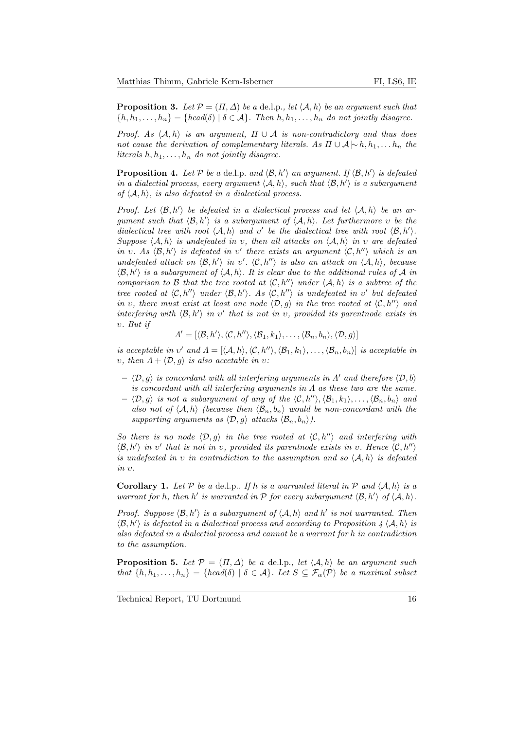**Proposition 3.** *Let $\mathcal{P} = (\Pi, \Delta)$ be a* de.l.p.*, let $\langle \mathcal{A}, h \rangle$ be an argument such that $\{h, h_1, \ldots, h_n\} = \{head(\delta) \mid \delta \in \mathcal{A}\}$. Then $h, h_1, \ldots, h_n$ do not jointly disagree.*

*Proof.* As $\langle \mathcal{A}, h \rangle$ is an argument, $\Pi \cup \mathcal{A}$ is non-contradictory and thus does not cause the derivation of complementary literals. As $\Pi \cup \mathcal{A} \mid\!\sim h, h_1, \ldots h_n$ the literals $h, h_1, \ldots, h_n$ do not jointly disagree.

**Proposition 4.** *Let $\mathcal{P}$ be a* de.l.p. *and $\langle \mathcal{B}, h' \rangle$ an argument. If $\langle \mathcal{B}, h' \rangle$ is defeated in a dialectical process, every argument $\langle \mathcal{A}, h \rangle$, such that $\langle \mathcal{B}, h' \rangle$ is a subargument of $\langle \mathcal{A}, h \rangle$, is also defeated in a dialectical process.*

*Proof.* Let $\langle \mathcal{B}, h' \rangle$ be defeated in a dialectical process and let $\langle \mathcal{A}, h \rangle$ be an argument such that $\langle \mathcal{B}, h' \rangle$ is a subargument of $\langle \mathcal{A}, h \rangle$. Let furthermore $\upsilon$ be the dialectical tree with root $\langle \mathcal{A}, h \rangle$ and $\upsilon'$ be the dialectical tree with root $\langle \mathcal{B}, h' \rangle$. Suppose $\langle \mathcal{A}, h \rangle$ is undefeated in $\upsilon$, then all attacks on $\langle \mathcal{A}, h \rangle$ in $\upsilon$ are defeated in $\upsilon$. As $\langle \mathcal{B}, h' \rangle$ is defeated in $\upsilon'$ there exists an argument $\langle \mathcal{C}, h'' \rangle$ which is an undefeated attack on $\langle \mathcal{B}, h' \rangle$ in $\upsilon'$. $\langle \mathcal{C}, h'' \rangle$ is also an attack on $\langle \mathcal{A}, h \rangle$, because $\langle \mathcal{B}, h' \rangle$ is a subargument of $\langle \mathcal{A}, h \rangle$. It is clear due to the additional rules of $\mathcal{A}$ in comparison to $\mathcal{B}$ that the tree rooted at $\langle \mathcal{C}, h'' \rangle$ under $\langle \mathcal{A}, h \rangle$ is a subtree of the tree rooted at $\langle \mathcal{C}, h'' \rangle$ under $\langle \mathcal{B}, h' \rangle$. As $\langle \mathcal{C}, h'' \rangle$ is undefeated in $\upsilon'$ but defeated in $\upsilon$, there must exist at least one node $\langle \mathcal{D}, g \rangle$ in the tree rooted at $\langle \mathcal{C}, h'' \rangle$ and interfering with $\langle \mathcal{B}, h' \rangle$ in $\upsilon'$ that is not in $\upsilon$, provided its parentnode exists in $\upsilon$. But if

$$\Lambda' = [\langle \mathcal{B}, h' \rangle, \langle \mathcal{C}, h'' \rangle, \langle \mathcal{B}_1, k_1 \rangle, \ldots, \langle \mathcal{B}_n, b_n \rangle, \langle \mathcal{D}, g \rangle]$$

is acceptable in $\upsilon'$ and $\Lambda = [\langle \mathcal{A}, h \rangle, \langle \mathcal{C}, h'' \rangle, \langle \mathcal{B}_1, k_1 \rangle, \ldots, \langle \mathcal{B}_n, b_n \rangle]$ is acceptable in $\upsilon$, then $\Lambda + \langle \mathcal{D}, g \rangle$ is also accetable in $\upsilon$:

- $\langle \mathcal{D}, g \rangle$ is concordant with all interfering arguments in $\Lambda'$ and therefore $\langle \mathcal{D}, b \rangle$ is concordant with all interfering arguments in $\Lambda$ as these two are the same.
- $\langle \mathcal{D}, g \rangle$ is not a subargument of any of the $\langle \mathcal{C}, h'' \rangle, \langle \mathcal{B}_1, k_1 \rangle, \ldots, \langle \mathcal{B}_n, b_n \rangle$ and also not of $\langle \mathcal{A}, h \rangle$ (because then $\langle \mathcal{B}_n, b_n \rangle$ would be non-concordant with the supporting arguments as $\langle \mathcal{D}, g \rangle$ attacks $\langle \mathcal{B}_n, b_n \rangle$).

So there is no node $\langle \mathcal{D}, g \rangle$ in the tree rooted at $\langle \mathcal{C}, h'' \rangle$ and interfering with $\langle \mathcal{B}, h' \rangle$ in $\upsilon'$ that is not in $\upsilon$, provided its parentnode exists in $\upsilon$. Hence $\langle \mathcal{C}, h'' \rangle$ is undefeated in $\upsilon$ in contradiction to the assumption and so $\langle \mathcal{A}, h \rangle$ is defeated in $\upsilon$.

**Corollary 1.** *Let $\mathcal{P}$ be a* de.l.p.*. If $h$ is a warranted literal in $\mathcal{P}$ and $\langle \mathcal{A}, h \rangle$ is a warrant for $h$, then $h'$ is warranted in $\mathcal{P}$ for every subargument $\langle \mathcal{B}, h' \rangle$ of $\langle \mathcal{A}, h \rangle$.*

*Proof.* Suppose $\langle \mathcal{B}, h' \rangle$ is a subargument of $\langle \mathcal{A}, h \rangle$ and $h'$ is not warranted. Then $\langle \mathcal{B}, h' \rangle$ is defeated in a dialectical process and according to Proposition 4 $\langle \mathcal{A}, h \rangle$ is also defeated in a dialectial process and cannot be a warrant for $h$ in contradiction to the assumption.

**Proposition 5.** *Let $\mathcal{P} = (\Pi, \Delta)$ be a* de.l.p.*, let $\langle \mathcal{A}, h \rangle$ be an argument such that $\{h, h_1, \ldots, h_n\} = \{head(\delta) \mid \delta \in \mathcal{A}\}$. Let $S \subseteq \mathcal{F}_\alpha(\mathcal{P})$ be a maximal subset*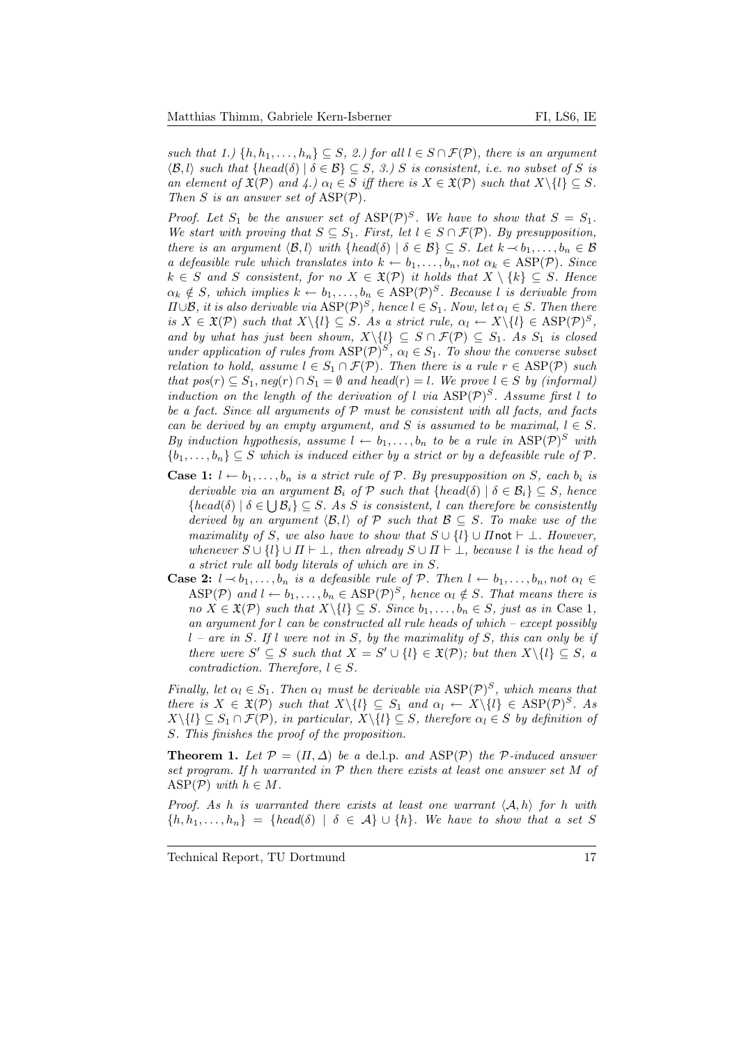*such that 1.) $\{h, h_1, \ldots, h_n\} \subseteq S$, 2.) for all $l \in S \cap \mathcal{F}(\mathcal{P})$, there is an argument $\langle \mathcal{B}, l\rangle$ such that $\{head(\delta) \mid \delta \in \mathcal{B}\} \subseteq S$, 3.) $S$ is consistent, i.e. no subset of $S$ is an element of $\mathfrak{X}(\mathcal{P})$ and 4.) $\alpha_l \in S$ iff there is $X \in \mathfrak{X}(\mathcal{P})$ such that $X\backslash\{l\} \subseteq S$. Then $S$ is an answer set of $\mathrm{ASP}(\mathcal{P})$.*

*Proof.* Let $S_1$ be the answer set of $\mathrm{ASP}(\mathcal{P})^S$. We have to show that $S = S_1$. We start with proving that $S \subseteq S_1$. First, let $l \in S \cap \mathcal{F}(\mathcal{P})$. By presupposition, there is an argument $\langle \mathcal{B}, l\rangle$ with $\{head(\delta) \mid \delta \in \mathcal{B}\} \subseteq S$. Let $k \prec b_1, \ldots, b_n \in \mathcal{B}$ a defeasible rule which translates into $k \leftarrow b_1, \ldots, b_n, not\ \alpha_k \in \mathrm{ASP}(\mathcal{P})$. Since $k \in S$ and $S$ consistent, for no $X \in \mathfrak{X}(\mathcal{P})$ it holds that $X \setminus \{k\} \subseteq S$. Hence $\alpha_k \notin S$, which implies $k \leftarrow b_1, \ldots, b_n \in \mathrm{ASP}(\mathcal{P})^S$. Because $l$ is derivable from $\Pi \cup \mathcal{B}$, it is also derivable via $\mathrm{ASP}(\mathcal{P})^S$, hence $l \in S_1$. Now, let $\alpha_l \in S$. Then there is $X \in \mathfrak{X}(\mathcal{P})$ such that $X\backslash\{l\} \subseteq S$. As a strict rule, $\alpha_l \leftarrow X\backslash\{l\} \in \mathrm{ASP}(\mathcal{P})^S$, and by what has just been shown, $X\backslash\{l\} \subseteq S \cap \mathcal{F}(\mathcal{P}) \subseteq S_1$. As $S_1$ is closed under application of rules from $\mathrm{ASP}(\mathcal{P})^S$, $\alpha_l \in S_1$. To show the converse subset relation to hold, assume $l \in S_1 \cap \mathcal{F}(\mathcal{P})$. Then there is a rule $r \in \mathrm{ASP}(\mathcal{P})$ such that $pos(r) \subseteq S_1$, $neg(r) \cap S_1 = \emptyset$ and $head(r) = l$. We prove $l \in S$ by (informal) induction on the length of the derivation of $l$ via $\mathrm{ASP}(\mathcal{P})^S$. Assume first $l$ to be a fact. Since all arguments of $\mathcal{P}$ must be consistent with all facts, and facts can be derived by an empty argument, and $S$ is assumed to be maximal, $l \in S$. By induction hypothesis, assume $l \leftarrow b_1, \ldots, b_n$ to be a rule in $\mathrm{ASP}(\mathcal{P})^S$ with $\{b_1, \ldots, b_n\} \subseteq S$ which is induced either by a strict or by a defeasible rule of $\mathcal{P}$.

**Case 1:** $l \leftarrow b_1, \ldots, b_n$ is a strict rule of $\mathcal{P}$. By presupposition on $S$, each $b_i$ is derivable via an argument $\mathcal{B}_i$ of $\mathcal{P}$ such that $\{head(\delta) \mid \delta \in \mathcal{B}_i\} \subseteq S$, hence $\{head(\delta) \mid \delta \in \bigcup \mathcal{B}_i\} \subseteq S$. As $S$ is consistent, $l$ can therefore be consistently derived by an argument $\langle \mathcal{B}, l\rangle$ of $\mathcal{P}$ such that $\mathcal{B} \subseteq S$. To make use of the maximality of $S$, we also have to show that $S \cup \{l\} \cup \Pi \mathsf{not} \vdash \bot$. However, whenever $S \cup \{l\} \cup \Pi \vdash \bot$, then already $S \cup \Pi \vdash \bot$, because $l$ is the head of a strict rule all body literals of which are in $S$.

**Case 2:** $l \prec b_1, \ldots, b_n$ is a defeasible rule of $\mathcal{P}$. Then $l \leftarrow b_1, \ldots, b_n, not\ \alpha_l \in \mathrm{ASP}(\mathcal{P})$ and $l \leftarrow b_1, \ldots, b_n \in \mathrm{ASP}(\mathcal{P})^S$, hence $\alpha_l \notin S$. That means there is no $X \in \mathfrak{X}(\mathcal{P})$ such that $X\backslash\{l\} \subseteq S$. Since $b_1, \ldots, b_n \in S$, just as in Case 1, an argument for $l$ can be constructed all rule heads of which – except possibly $l$ – are in $S$. If $l$ were not in $S$, by the maximality of $S$, this can only be if there were $S' \subseteq S$ such that $X = S' \cup \{l\} \in \mathfrak{X}(\mathcal{P})$; but then $X\backslash\{l\} \subseteq S$, a contradiction. Therefore, $l \in S$.

Finally, let $\alpha_l \in S_1$. Then $\alpha_l$ must be derivable via $\mathrm{ASP}(\mathcal{P})^S$, which means that there is $X \in \mathfrak{X}(\mathcal{P})$ such that $X\backslash\{l\} \subseteq S_1$ and $\alpha_l \leftarrow X\backslash\{l\} \in \mathrm{ASP}(\mathcal{P})^S$. As $X\backslash\{l\} \subseteq S_1 \cap \mathcal{F}(\mathcal{P})$, in particular, $X\backslash\{l\} \subseteq S$, therefore $\alpha_l \in S$ by definition of $S$. This finishes the proof of the proposition.

**Theorem 1.** *Let $\mathcal{P} = (\Pi, \Delta)$ be a* de.l.p. *and $\mathrm{ASP}(\mathcal{P})$ the $\mathcal{P}$-induced answer set program. If $h$ warranted in $\mathcal{P}$ then there exists at least one answer set $M$ of $\mathrm{ASP}(\mathcal{P})$ with $h \in M$.*

*Proof.* As $h$ is warranted there exists at least one warrant $\langle \mathcal{A}, h\rangle$ for $h$ with $\{h, h_1, \ldots, h_n\} = \{head(\delta) \mid \delta \in \mathcal{A}\} \cup \{h\}$. We have to show that a set $S$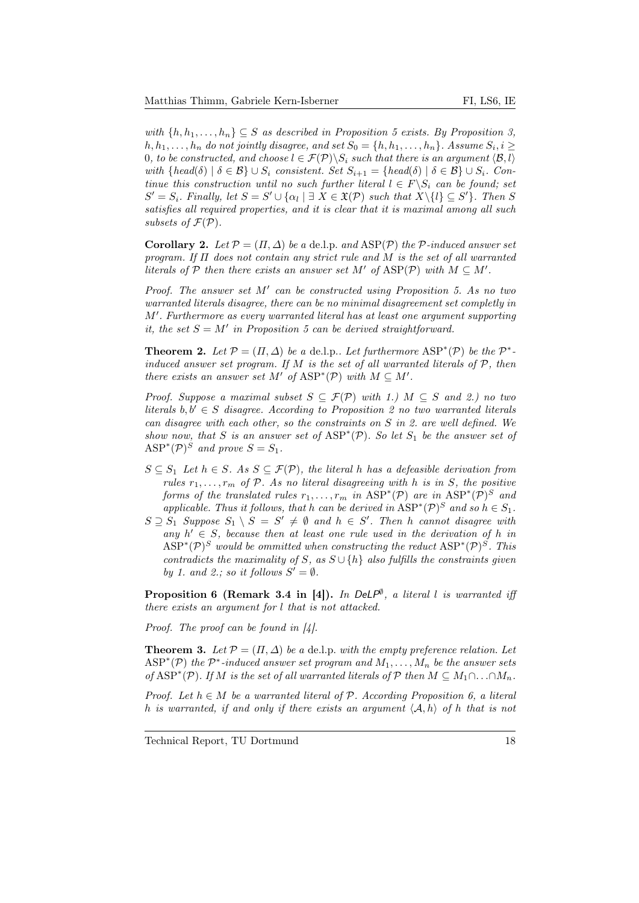*with $\{h, h_1, \ldots, h_n\} \subseteq S$ as described in Proposition 5 exists. By Proposition 3, $h, h_1, \ldots, h_n$ do not jointly disagree, and set $S_0 = \{h, h_1, \ldots, h_n\}$. Assume $S_i, i \geq 0$, to be constructed, and choose $l \in \mathcal{F}(\mathcal{P}) \backslash S_i$ such that there is an argument $\langle \mathcal{B}, l \rangle$ with $\{head(\delta) \mid \delta \in \mathcal{B}\} \cup S_i$ consistent. Set $S_{i+1} = \{head(\delta) \mid \delta \in \mathcal{B}\} \cup S_i$. Continue this construction until no such further literal $l \in F \backslash S_i$ can be found; set $S' = S_i$. Finally, let $S = S' \cup \{\alpha_l \mid \exists\ X \in \mathfrak{X}(\mathcal{P})$ such that $X \backslash \{l\} \subseteq S'\}$. Then $S$ satisfies all required properties, and it is clear that it is maximal among all such subsets of $\mathcal{F}(\mathcal{P})$.*

**Corollary 2.** *Let $\mathcal{P} = (\Pi, \Delta)$ be a* de.l.p. *and* $\mathrm{ASP}(\mathcal{P})$ *the $\mathcal{P}$-induced answer set program. If $\Pi$ does not contain any strict rule and $M$ is the set of all warranted literals of $\mathcal{P}$ then there exists an answer set $M'$ of $\mathrm{ASP}(\mathcal{P})$ with $M \subseteq M'$.*

*Proof.* *The answer set $M'$ can be constructed using Proposition 5. As no two warranted literals disagree, there can be no minimal disagreement set completly in $M'$. Furthermore as every warranted literal has at least one argument supporting it, the set $S = M'$ in Proposition 5 can be derived straightforward.*

**Theorem 2.** *Let $\mathcal{P} = (\Pi, \Delta)$ be a* de.l.p.. *Let furthermore* $\mathrm{ASP}^*(\mathcal{P})$ *be the $\mathcal{P}^*$-induced answer set program. If $M$ is the set of all warranted literals of $\mathcal{P}$, then there exists an answer set $M'$ of $\mathrm{ASP}^*(\mathcal{P})$ with $M \subseteq M'$.*

*Proof.* *Suppose a maximal subset $S \subseteq \mathcal{F}(\mathcal{P})$ with 1.) $M \subseteq S$ and 2.) no two literals $b, b' \in S$ disagree. According to Proposition 2 no two warranted literals can disagree with each other, so the constraints on $S$ in 2. are well defined. We show now, that $S$ is an answer set of $\mathrm{ASP}^*(\mathcal{P})$. So let $S_1$ be the answer set of $\mathrm{ASP}^*(\mathcal{P})^S$ and prove $S = S_1$.*

- *$S \subseteq S_1$ Let $h \in S$. As $S \subseteq \mathcal{F}(\mathcal{P})$, the literal $h$ has a defeasible derivation from rules $r_1, \ldots, r_m$ of $\mathcal{P}$. As no literal disagreeing with $h$ is in $S$, the positive forms of the translated rules $r_1, \ldots, r_m$ in $\mathrm{ASP}^*(\mathcal{P})$ are in $\mathrm{ASP}^*(\mathcal{P})^S$ and applicable. Thus it follows, that $h$ can be derived in $\mathrm{ASP}^*(\mathcal{P})^S$ and so $h \in S_1$.*
- *$S \supseteq S_1$ Suppose $S_1 \setminus S = S' \neq \emptyset$ and $h \in S'$. Then $h$ cannot disagree with any $h' \in S$, because then at least one rule used in the derivation of $h$ in $\mathrm{ASP}^*(\mathcal{P})^S$ would be ommitted when constructing the reduct $\mathrm{ASP}^*(\mathcal{P})^S$. This contradicts the maximality of $S$, as $S \cup \{h\}$ also fulfills the constraints given by 1. and 2.; so it follows $S' = \emptyset$.*

**Proposition 6 (Remark 3.4 in [4]).** *In $\mathsf{DeLP}^{\emptyset}$, a literal $l$ is warranted iff there exists an argument for $l$ that is not attacked.*

*Proof.* *The proof can be found in [4].*

**Theorem 3.** *Let $\mathcal{P} = (\Pi, \Delta)$ be a* de.l.p. *with the empty preference relation. Let* $\mathrm{ASP}^*(\mathcal{P})$ *the $\mathcal{P}^*$-induced answer set program and $M_1, \ldots, M_n$ be the answer sets of* $\mathrm{ASP}^*(\mathcal{P})$. *If $M$ is the set of all warranted literals of $\mathcal{P}$ then $M \subseteq M_1 \cap \ldots \cap M_n$.*

*Proof.* *Let $h \in M$ be a warranted literal of $\mathcal{P}$. According Proposition 6, a literal $h$ is warranted, if and only if there exists an argument $\langle \mathcal{A}, h \rangle$ of $h$ that is not*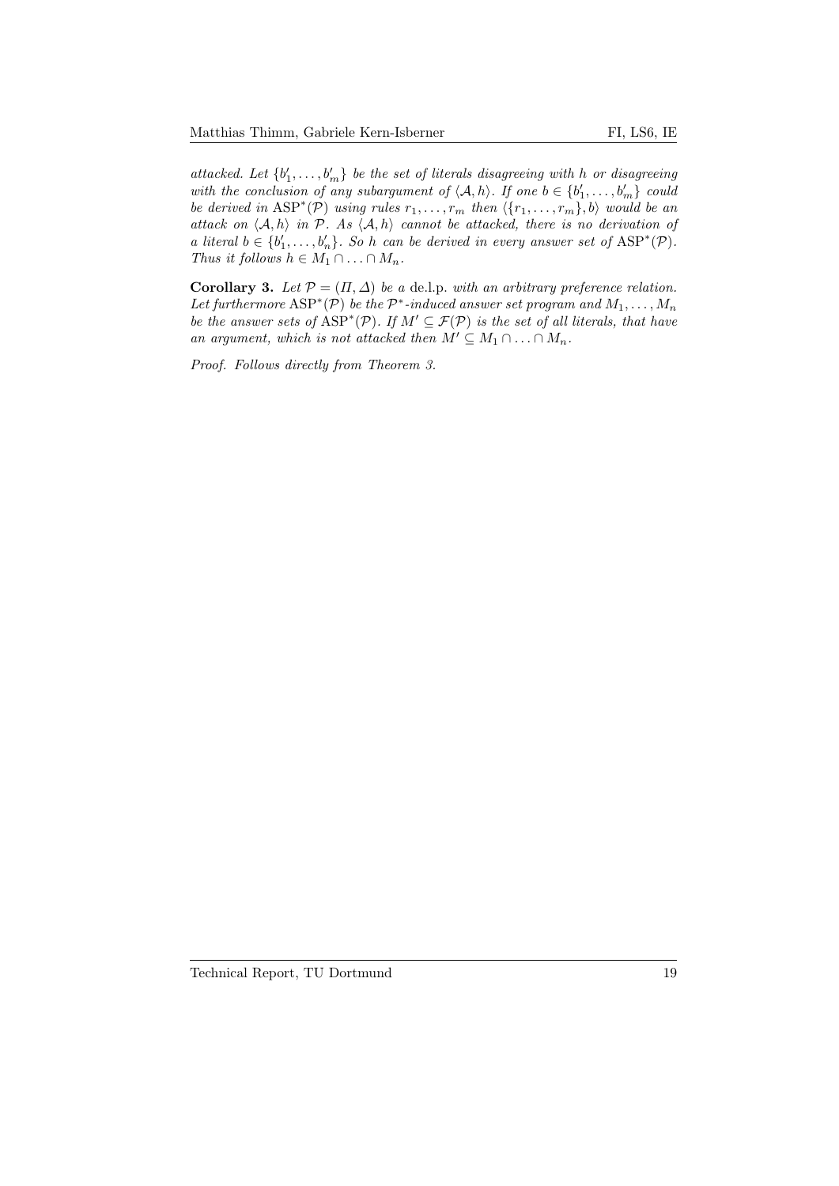*attacked. Let $\{b'_1, \ldots, b'_m\}$ be the set of literals disagreeing with $h$ or disagreeing with the conclusion of any subargument of $\langle \mathcal{A}, h \rangle$. If one $b \in \{b'_1, \ldots, b'_m\}$ could be derived in $\mathrm{ASP}^*(\mathcal{P})$ using rules $r_1, \ldots, r_m$ then $\langle \{r_1, \ldots, r_m\}, b \rangle$ would be an attack on $\langle \mathcal{A}, h \rangle$ in $\mathcal{P}$. As $\langle \mathcal{A}, h \rangle$ cannot be attacked, there is no derivation of a literal $b \in \{b'_1, \ldots, b'_n\}$. So $h$ can be derived in every answer set of $\mathrm{ASP}^*(\mathcal{P})$. Thus it follows $h \in M_1 \cap \ldots \cap M_n$.*

**Corollary 3.** *Let $\mathcal{P} = (\Pi, \Delta)$ be a* de.l.p. *with an arbitrary preference relation. Let furthermore $\mathrm{ASP}^*(\mathcal{P})$ be the $\mathcal{P}^*$-induced answer set program and $M_1, \ldots, M_n$ be the answer sets of $\mathrm{ASP}^*(\mathcal{P})$. If $M' \subseteq \mathcal{F}(\mathcal{P})$ is the set of all literals, that have an argument, which is not attacked then $M' \subseteq M_1 \cap \ldots \cap M_n$.*

*Proof. Follows directly from Theorem 3.*